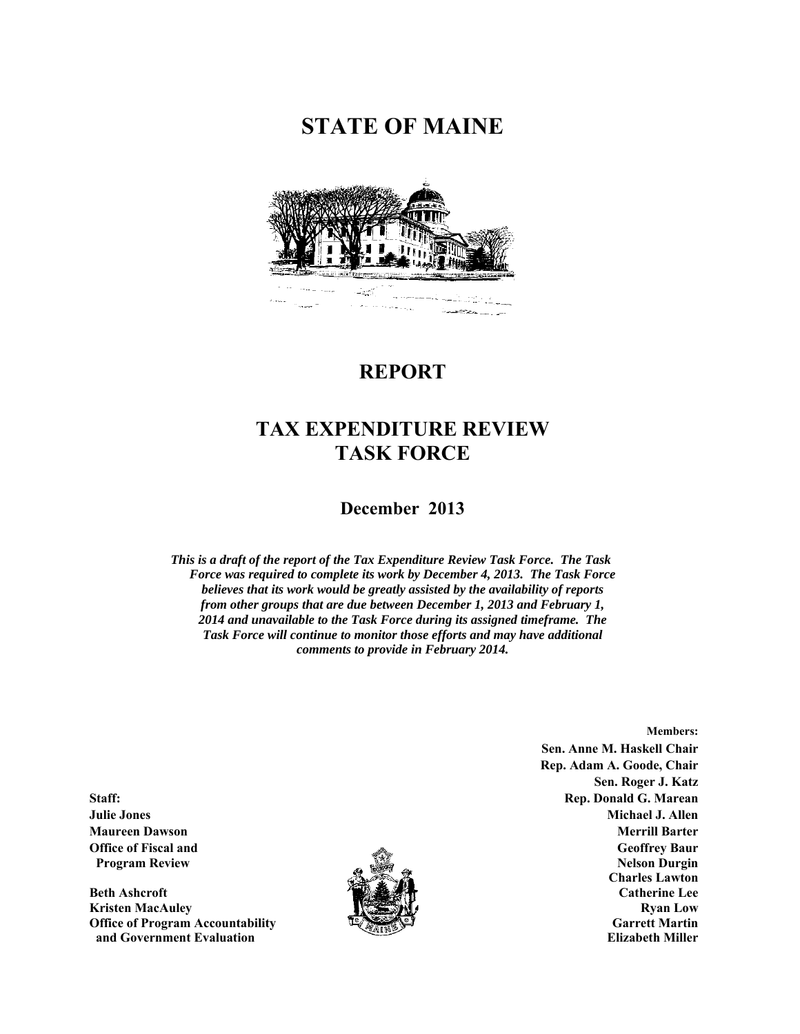# STATE OF MAINE

## REPORT

## TAX EXPENDITURE REVIEW TASK FORCE

### December 2013

***This is a draft of the report of the Tax Expenditure Review Task Force. The Task Force was required to complete its work by December 4, 2013. The Task Force believes that its work would be greatly assisted by the availability of reports from other groups that are due between December 1, 2013 and February 1, 2014 and unavailable to the Task Force during its assigned timeframe. The Task Force will continue to monitor those efforts and may have additional comments to provide in February 2014.***

**Members:**
**Sen. Anne M. Haskell Chair**
**Rep. Adam A. Goode, Chair**
**Sen. Roger J. Katz**
**Rep. Donald G. Marean**
**Michael J. Allen**
**Merrill Barter**
**Geoffrey Baur**
**Nelson Durgin**
**Charles Lawton**
**Catherine Lee**
**Ryan Low**
**Garrett Martin**
**Elizabeth Miller**

**Staff:**
**Julie Jones**
**Maureen Dawson**
**Office of Fiscal and Program Review**

**Beth Ashcroft**
**Kristen MacAuley**
**Office of Program Accountability and Government Evaluation**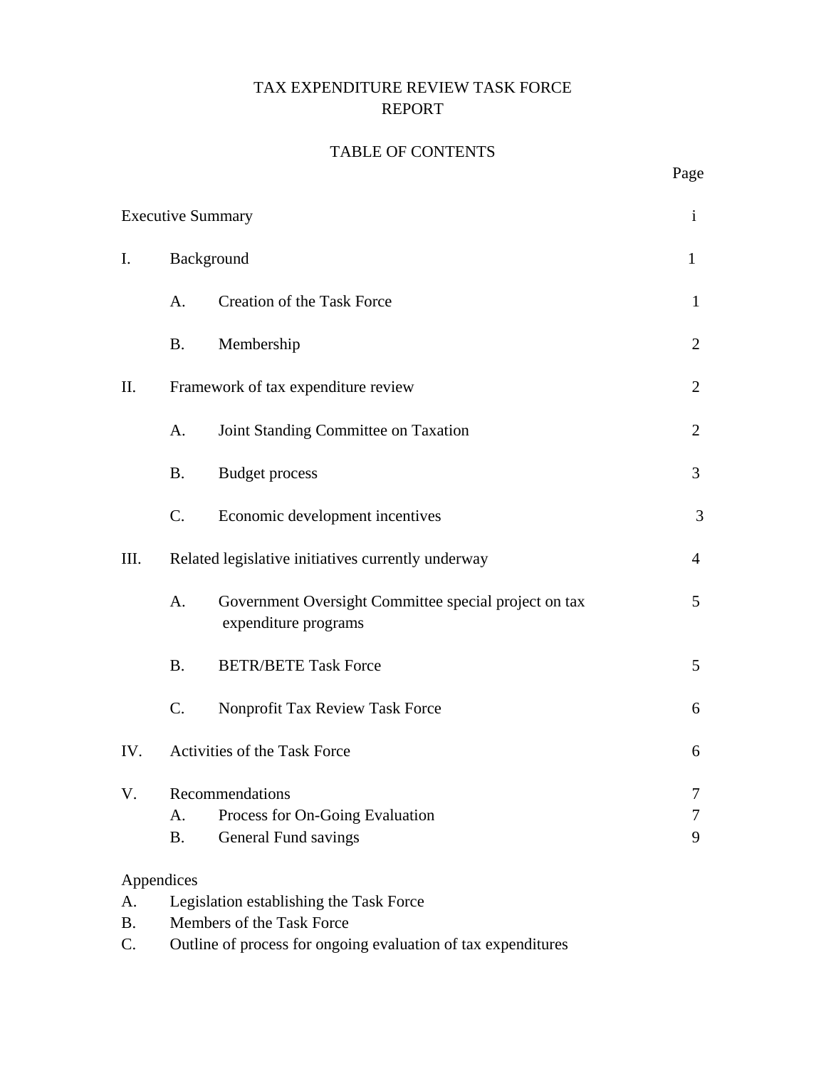# TAX EXPENDITURE REVIEW TASK FORCE REPORT

## TABLE OF CONTENTS

| | | Page |
|---|---|---|
| Executive Summary | | i |
| I. | Background | 1 |
| | A. Creation of the Task Force | 1 |
| | B. Membership | 2 |
| II. | Framework of tax expenditure review | 2 |
| | A. Joint Standing Committee on Taxation | 2 |
| | B. Budget process | 3 |
| | C. Economic development incentives | 3 |
| III. | Related legislative initiatives currently underway | 4 |
| | A. Government Oversight Committee special project on tax expenditure programs | 5 |
| | B. BETR/BETE Task Force | 5 |
| | C. Nonprofit Tax Review Task Force | 6 |
| IV. | Activities of the Task Force | 6 |
| V. | Recommendations | 7 |
| | A. Process for On-Going Evaluation | 7 |
| | B. General Fund savings | 9 |

Appendices

A. Legislation establishing the Task Force

B. Members of the Task Force

C. Outline of process for ongoing evaluation of tax expenditures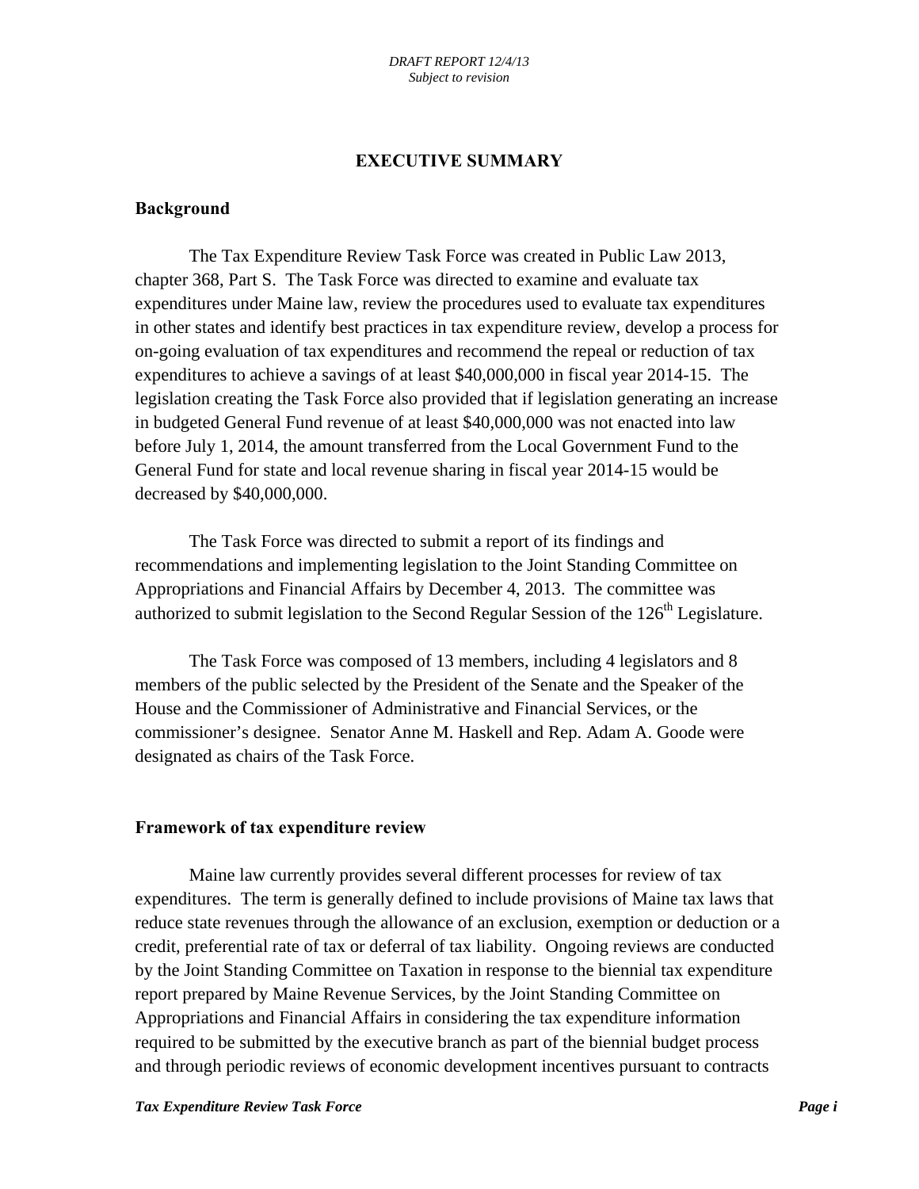# EXECUTIVE SUMMARY

## Background

The Tax Expenditure Review Task Force was created in Public Law 2013, chapter 368, Part S. The Task Force was directed to examine and evaluate tax expenditures under Maine law, review the procedures used to evaluate tax expenditures in other states and identify best practices in tax expenditure review, develop a process for on-going evaluation of tax expenditures and recommend the repeal or reduction of tax expenditures to achieve a savings of at least $40,000,000 in fiscal year 2014-15. The legislation creating the Task Force also provided that if legislation generating an increase in budgeted General Fund revenue of at least $40,000,000 was not enacted into law before July 1, 2014, the amount transferred from the Local Government Fund to the General Fund for state and local revenue sharing in fiscal year 2014-15 would be decreased by $40,000,000.

The Task Force was directed to submit a report of its findings and recommendations and implementing legislation to the Joint Standing Committee on Appropriations and Financial Affairs by December 4, 2013. The committee was authorized to submit legislation to the Second Regular Session of the 126th Legislature.

The Task Force was composed of 13 members, including 4 legislators and 8 members of the public selected by the President of the Senate and the Speaker of the House and the Commissioner of Administrative and Financial Services, or the commissioner's designee. Senator Anne M. Haskell and Rep. Adam A. Goode were designated as chairs of the Task Force.

## Framework of tax expenditure review

Maine law currently provides several different processes for review of tax expenditures. The term is generally defined to include provisions of Maine tax laws that reduce state revenues through the allowance of an exclusion, exemption or deduction or a credit, preferential rate of tax or deferral of tax liability. Ongoing reviews are conducted by the Joint Standing Committee on Taxation in response to the biennial tax expenditure report prepared by Maine Revenue Services, by the Joint Standing Committee on Appropriations and Financial Affairs in considering the tax expenditure information required to be submitted by the executive branch as part of the biennial budget process and through periodic reviews of economic development incentives pursuant to contracts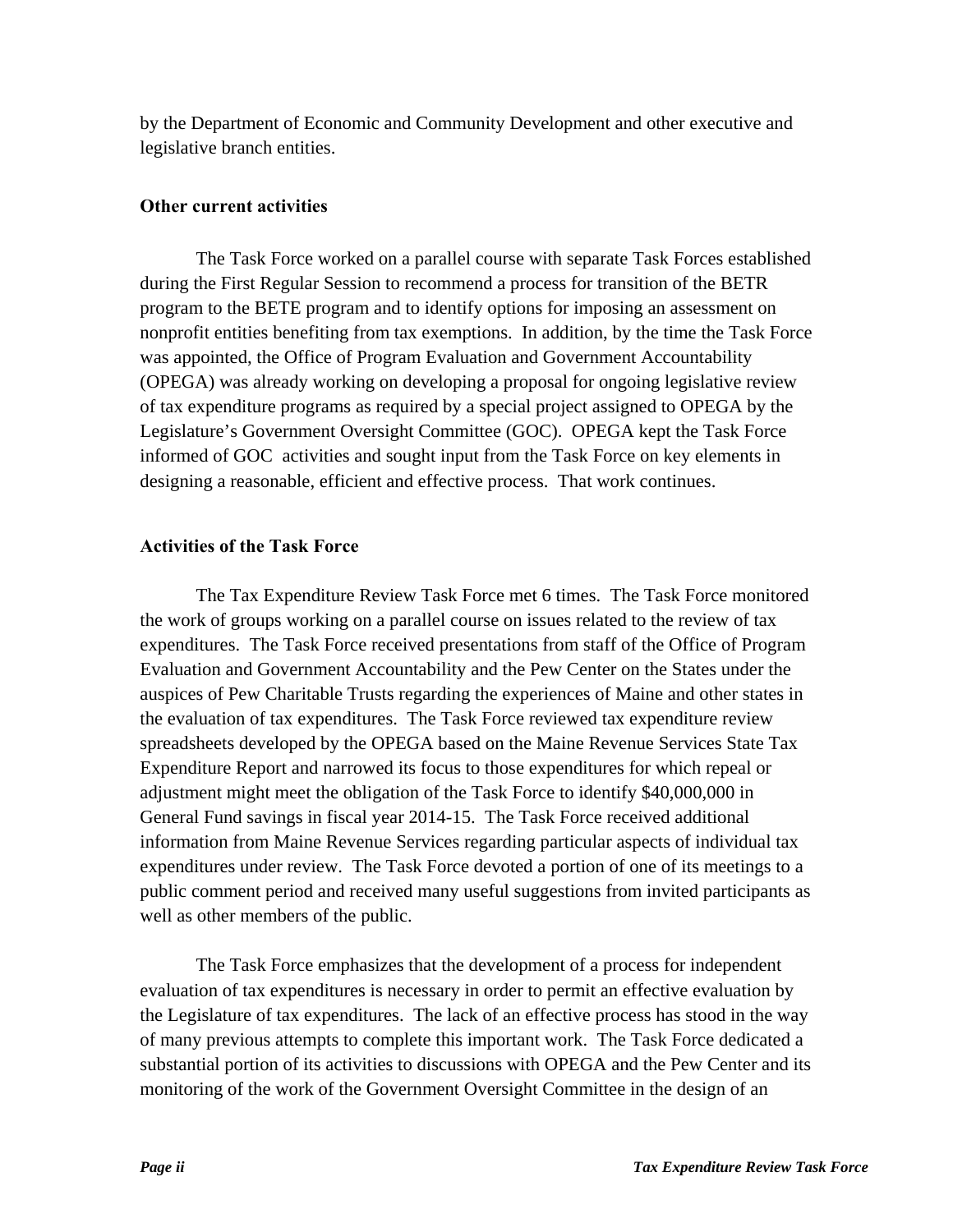by the Department of Economic and Community Development and other executive and legislative branch entities.

**Other current activities**

The Task Force worked on a parallel course with separate Task Forces established during the First Regular Session to recommend a process for transition of the BETR program to the BETE program and to identify options for imposing an assessment on nonprofit entities benefiting from tax exemptions. In addition, by the time the Task Force was appointed, the Office of Program Evaluation and Government Accountability (OPEGA) was already working on developing a proposal for ongoing legislative review of tax expenditure programs as required by a special project assigned to OPEGA by the Legislature's Government Oversight Committee (GOC). OPEGA kept the Task Force informed of GOC activities and sought input from the Task Force on key elements in designing a reasonable, efficient and effective process. That work continues.

**Activities of the Task Force**

The Tax Expenditure Review Task Force met 6 times. The Task Force monitored the work of groups working on a parallel course on issues related to the review of tax expenditures. The Task Force received presentations from staff of the Office of Program Evaluation and Government Accountability and the Pew Center on the States under the auspices of Pew Charitable Trusts regarding the experiences of Maine and other states in the evaluation of tax expenditures. The Task Force reviewed tax expenditure review spreadsheets developed by the OPEGA based on the Maine Revenue Services State Tax Expenditure Report and narrowed its focus to those expenditures for which repeal or adjustment might meet the obligation of the Task Force to identify $40,000,000 in General Fund savings in fiscal year 2014-15. The Task Force received additional information from Maine Revenue Services regarding particular aspects of individual tax expenditures under review. The Task Force devoted a portion of one of its meetings to a public comment period and received many useful suggestions from invited participants as well as other members of the public.

The Task Force emphasizes that the development of a process for independent evaluation of tax expenditures is necessary in order to permit an effective evaluation by the Legislature of tax expenditures. The lack of an effective process has stood in the way of many previous attempts to complete this important work. The Task Force dedicated a substantial portion of its activities to discussions with OPEGA and the Pew Center and its monitoring of the work of the Government Oversight Committee in the design of an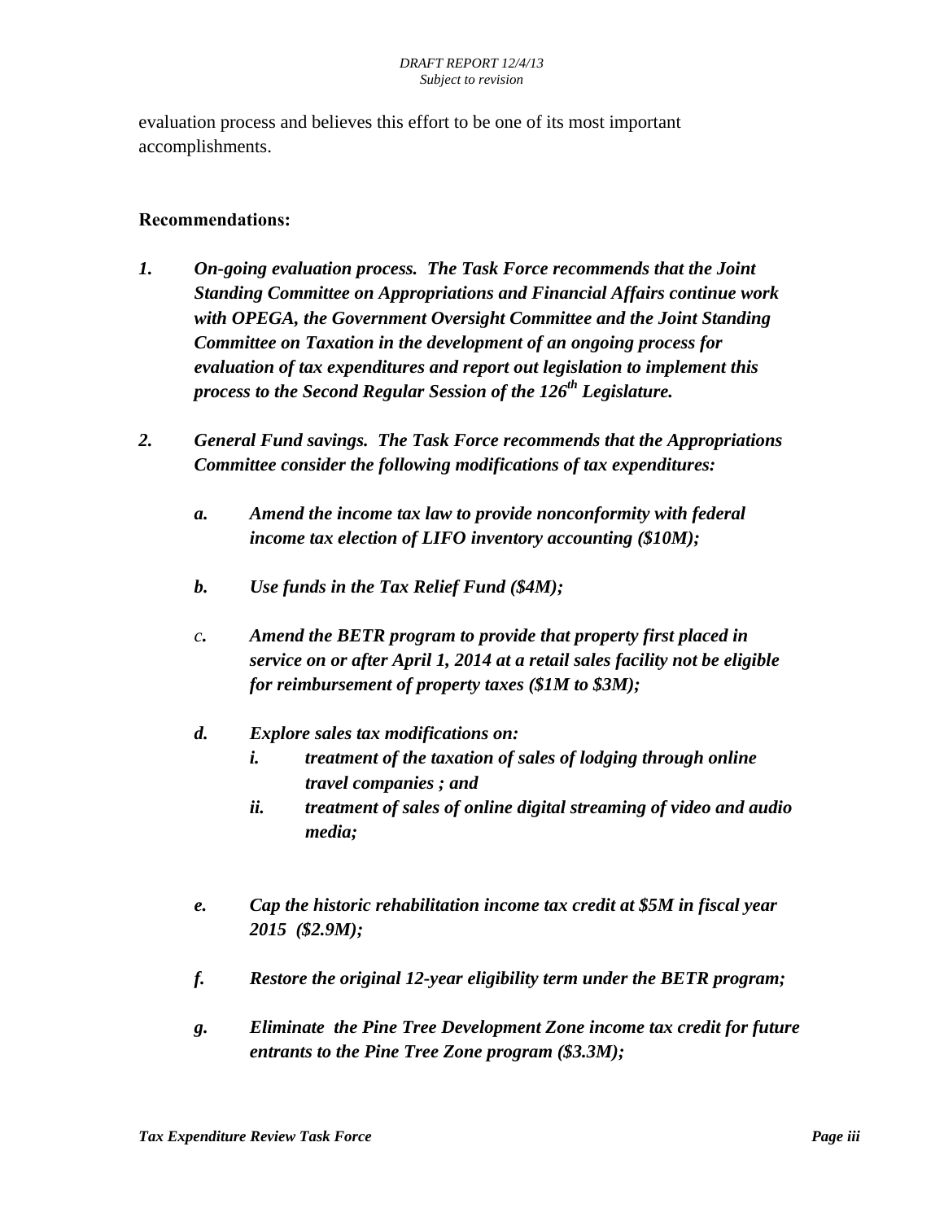evaluation process and believes this effort to be one of its most important accomplishments.

**Recommendations:**

1. ***On-going evaluation process. The Task Force recommends that the Joint Standing Committee on Appropriations and Financial Affairs continue work with OPEGA, the Government Oversight Committee and the Joint Standing Committee on Taxation in the development of an ongoing process for evaluation of tax expenditures and report out legislation to implement this process to the Second Regular Session of the 126th Legislature.***

2. ***General Fund savings. The Task Force recommends that the Appropriations Committee consider the following modifications of tax expenditures:***

   a. ***Amend the income tax law to provide nonconformity with federal income tax election of LIFO inventory accounting ($10M);***

   b. ***Use funds in the Tax Relief Fund ($4M);***

   c. ***Amend the BETR program to provide that property first placed in service on or after April 1, 2014 at a retail sales facility not be eligible for reimbursement of property taxes ($1M to $3M);***

   d. ***Explore sales tax modifications on:***
      i. ***treatment of the taxation of sales of lodging through online travel companies ; and***
      ii. ***treatment of sales of online digital streaming of video and audio media;***

   e. ***Cap the historic rehabilitation income tax credit at $5M in fiscal year 2015 ($2.9M);***

   f. ***Restore the original 12-year eligibility term under the BETR program;***

   g. ***Eliminate the Pine Tree Development Zone income tax credit for future entrants to the Pine Tree Zone program ($3.3M);***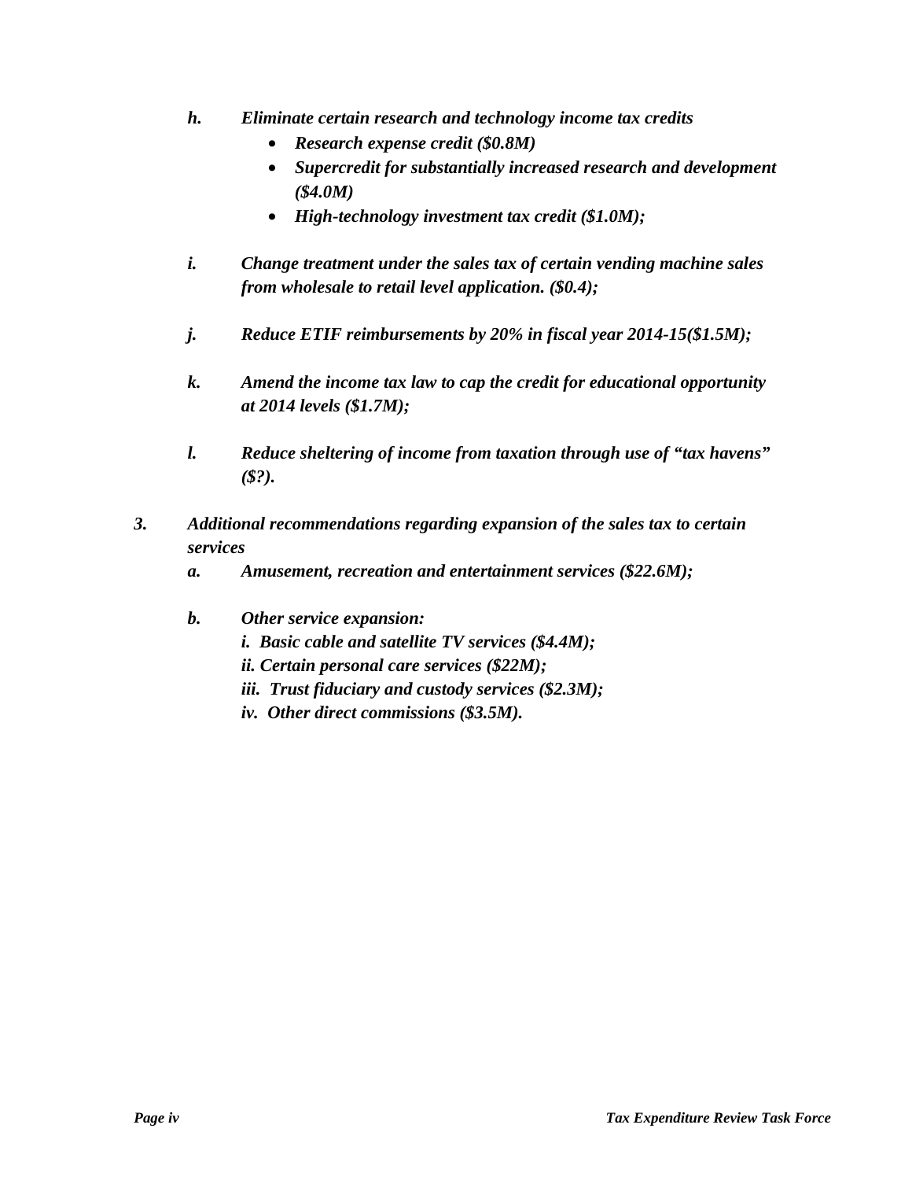*h. Eliminate certain research and technology income tax credits*

- *Research expense credit ($0.8M)*
- *Supercredit for substantially increased research and development ($4.0M)*
- *High-technology investment tax credit ($1.0M);*

*i. Change treatment under the sales tax of certain vending machine sales from wholesale to retail level application. ($0.4);*

*j. Reduce ETIF reimbursements by 20% in fiscal year 2014-15($1.5M);*

*k. Amend the income tax law to cap the credit for educational opportunity at 2014 levels ($1.7M);*

*l. Reduce sheltering of income from taxation through use of "tax havens" ($?).*

*3. Additional recommendations regarding expansion of the sales tax to certain services*

*a. Amusement, recreation and entertainment services ($22.6M);*

*b. Other service expansion:*

*i. Basic cable and satellite TV services ($4.4M);*

*ii. Certain personal care services ($22M);*

*iii. Trust fiduciary and custody services ($2.3M);*

*iv. Other direct commissions ($3.5M).*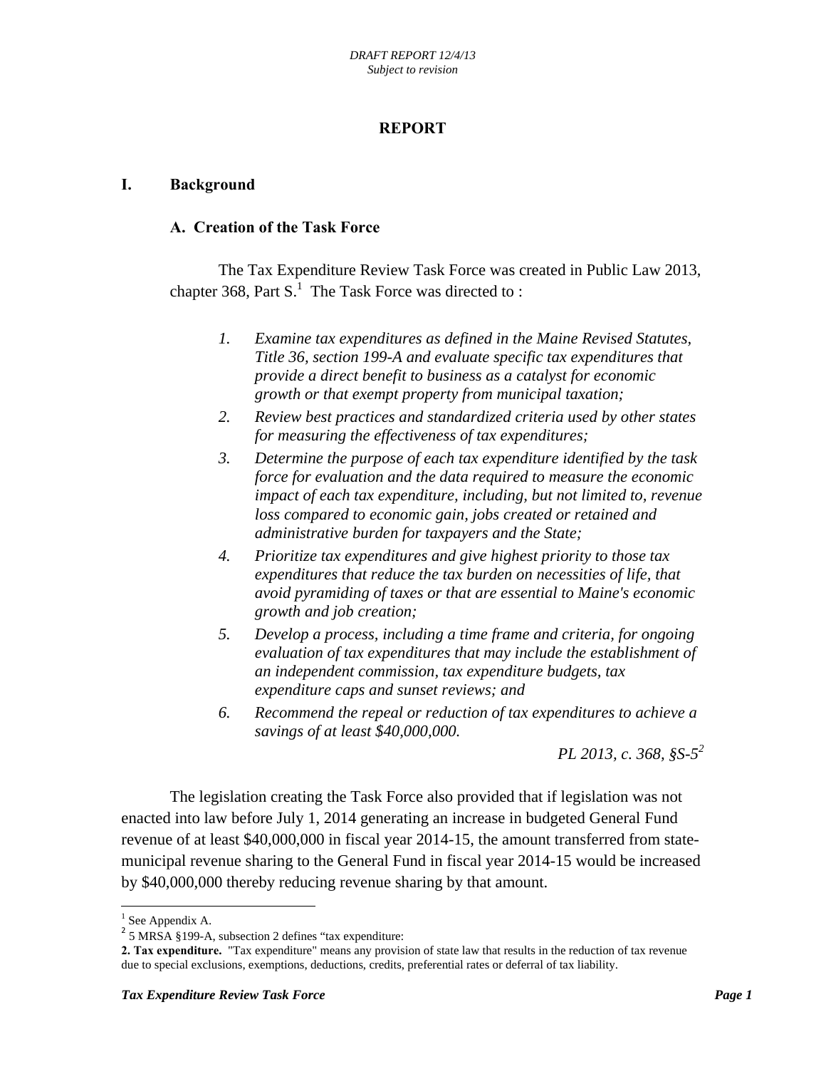*DRAFT REPORT 12/4/13*
*Subject to revision*

# REPORT

## I. Background

### A. Creation of the Task Force

The Tax Expenditure Review Task Force was created in Public Law 2013, chapter 368, Part S.[1] The Task Force was directed to :

> 1. *Examine tax expenditures as defined in the Maine Revised Statutes, Title 36, section 199-A and evaluate specific tax expenditures that provide a direct benefit to business as a catalyst for economic growth or that exempt property from municipal taxation;*
> 2. *Review best practices and standardized criteria used by other states for measuring the effectiveness of tax expenditures;*
> 3. *Determine the purpose of each tax expenditure identified by the task force for evaluation and the data required to measure the economic impact of each tax expenditure, including, but not limited to, revenue loss compared to economic gain, jobs created or retained and administrative burden for taxpayers and the State;*
> 4. *Prioritize tax expenditures and give highest priority to those tax expenditures that reduce the tax burden on necessities of life, that avoid pyramiding of taxes or that are essential to Maine's economic growth and job creation;*
> 5. *Develop a process, including a time frame and criteria, for ongoing evaluation of tax expenditures that may include the establishment of an independent commission, tax expenditure budgets, tax expenditure caps and sunset reviews; and*
> 6. *Recommend the repeal or reduction of tax expenditures to achieve a savings of at least $40,000,000.*
>
> *PL 2013, c. 368, §S-5*[2]

The legislation creating the Task Force also provided that if legislation was not enacted into law before July 1, 2014 generating an increase in budgeted General Fund revenue of at least $40,000,000 in fiscal year 2014-15, the amount transferred from state-municipal revenue sharing to the General Fund in fiscal year 2014-15 would be increased by $40,000,000 thereby reducing revenue sharing by that amount.

---

[1] See Appendix A.

[2] 5 MRSA §199-A, subsection 2 defines "tax expenditure:

**2. Tax expenditure.** "Tax expenditure" means any provision of state law that results in the reduction of tax revenue due to special exclusions, exemptions, deductions, credits, preferential rates or deferral of tax liability.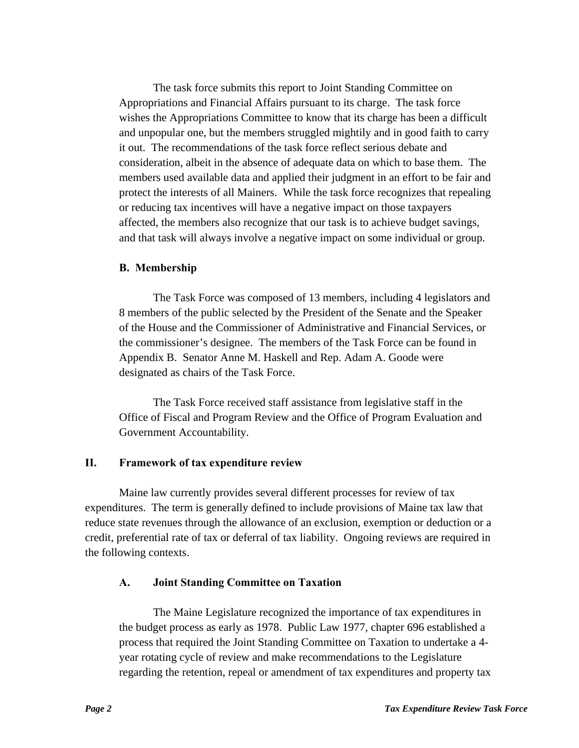The task force submits this report to Joint Standing Committee on Appropriations and Financial Affairs pursuant to its charge. The task force wishes the Appropriations Committee to know that its charge has been a difficult and unpopular one, but the members struggled mightily and in good faith to carry it out. The recommendations of the task force reflect serious debate and consideration, albeit in the absence of adequate data on which to base them. The members used available data and applied their judgment in an effort to be fair and protect the interests of all Mainers. While the task force recognizes that repealing or reducing tax incentives will have a negative impact on those taxpayers affected, the members also recognize that our task is to achieve budget savings, and that task will always involve a negative impact on some individual or group.

### B. Membership

The Task Force was composed of 13 members, including 4 legislators and 8 members of the public selected by the President of the Senate and the Speaker of the House and the Commissioner of Administrative and Financial Services, or the commissioner's designee. The members of the Task Force can be found in Appendix B. Senator Anne M. Haskell and Rep. Adam A. Goode were designated as chairs of the Task Force.

The Task Force received staff assistance from legislative staff in the Office of Fiscal and Program Review and the Office of Program Evaluation and Government Accountability.

## II. Framework of tax expenditure review

Maine law currently provides several different processes for review of tax expenditures. The term is generally defined to include provisions of Maine tax law that reduce state revenues through the allowance of an exclusion, exemption or deduction or a credit, preferential rate of tax or deferral of tax liability. Ongoing reviews are required in the following contexts.

### A. Joint Standing Committee on Taxation

The Maine Legislature recognized the importance of tax expenditures in the budget process as early as 1978. Public Law 1977, chapter 696 established a process that required the Joint Standing Committee on Taxation to undertake a 4-year rotating cycle of review and make recommendations to the Legislature regarding the retention, repeal or amendment of tax expenditures and property tax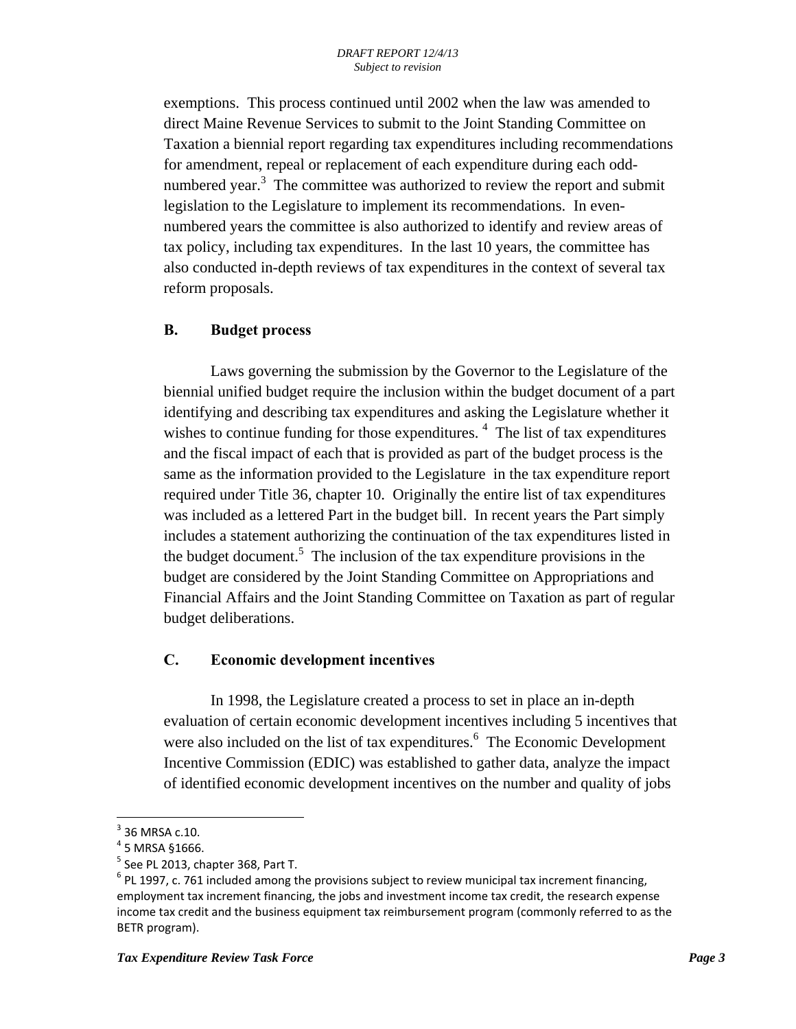exemptions. This process continued until 2002 when the law was amended to direct Maine Revenue Services to submit to the Joint Standing Committee on Taxation a biennial report regarding tax expenditures including recommendations for amendment, repeal or replacement of each expenditure during each odd-numbered year.[3] The committee was authorized to review the report and submit legislation to the Legislature to implement its recommendations. In even-numbered years the committee is also authorized to identify and review areas of tax policy, including tax expenditures. In the last 10 years, the committee has also conducted in-depth reviews of tax expenditures in the context of several tax reform proposals.

### B. Budget process

Laws governing the submission by the Governor to the Legislature of the biennial unified budget require the inclusion within the budget document of a part identifying and describing tax expenditures and asking the Legislature whether it wishes to continue funding for those expenditures.[4] The list of tax expenditures and the fiscal impact of each that is provided as part of the budget process is the same as the information provided to the Legislature in the tax expenditure report required under Title 36, chapter 10. Originally the entire list of tax expenditures was included as a lettered Part in the budget bill. In recent years the Part simply includes a statement authorizing the continuation of the tax expenditures listed in the budget document.[5] The inclusion of the tax expenditure provisions in the budget are considered by the Joint Standing Committee on Appropriations and Financial Affairs and the Joint Standing Committee on Taxation as part of regular budget deliberations.

### C. Economic development incentives

In 1998, the Legislature created a process to set in place an in-depth evaluation of certain economic development incentives including 5 incentives that were also included on the list of tax expenditures.[6] The Economic Development Incentive Commission (EDIC) was established to gather data, analyze the impact of identified economic development incentives on the number and quality of jobs

---

[3] 36 MRSA c.10.

[4] 5 MRSA §1666.

[5] See PL 2013, chapter 368, Part T.

[6] PL 1997, c. 761 included among the provisions subject to review municipal tax increment financing, employment tax increment financing, the jobs and investment income tax credit, the research expense income tax credit and the business equipment tax reimbursement program (commonly referred to as the BETR program).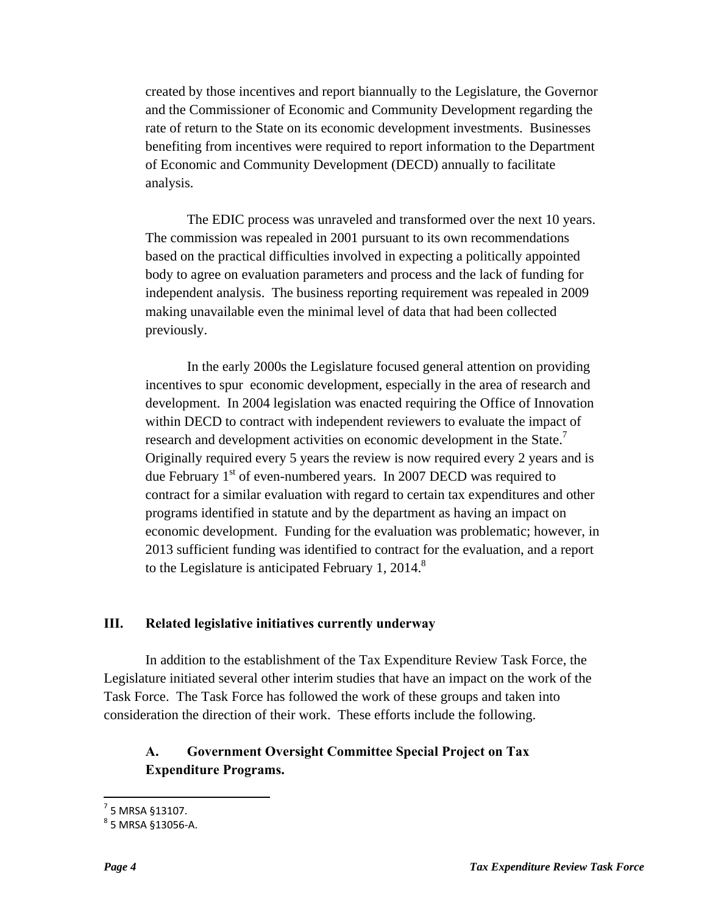created by those incentives and report biannually to the Legislature, the Governor and the Commissioner of Economic and Community Development regarding the rate of return to the State on its economic development investments. Businesses benefiting from incentives were required to report information to the Department of Economic and Community Development (DECD) annually to facilitate analysis.

The EDIC process was unraveled and transformed over the next 10 years. The commission was repealed in 2001 pursuant to its own recommendations based on the practical difficulties involved in expecting a politically appointed body to agree on evaluation parameters and process and the lack of funding for independent analysis. The business reporting requirement was repealed in 2009 making unavailable even the minimal level of data that had been collected previously.

In the early 2000s the Legislature focused general attention on providing incentives to spur economic development, especially in the area of research and development. In 2004 legislation was enacted requiring the Office of Innovation within DECD to contract with independent reviewers to evaluate the impact of research and development activities on economic development in the State.[7] Originally required every 5 years the review is now required every 2 years and is due February 1st of even-numbered years. In 2007 DECD was required to contract for a similar evaluation with regard to certain tax expenditures and other programs identified in statute and by the department as having an impact on economic development. Funding for the evaluation was problematic; however, in 2013 sufficient funding was identified to contract for the evaluation, and a report to the Legislature is anticipated February 1, 2014.[8]

## III. Related legislative initiatives currently underway

In addition to the establishment of the Tax Expenditure Review Task Force, the Legislature initiated several other interim studies that have an impact on the work of the Task Force. The Task Force has followed the work of these groups and taken into consideration the direction of their work. These efforts include the following.

### A. Government Oversight Committee Special Project on Tax Expenditure Programs.

---

[7] 5 MRSA §13107.

[8] 5 MRSA §13056-A.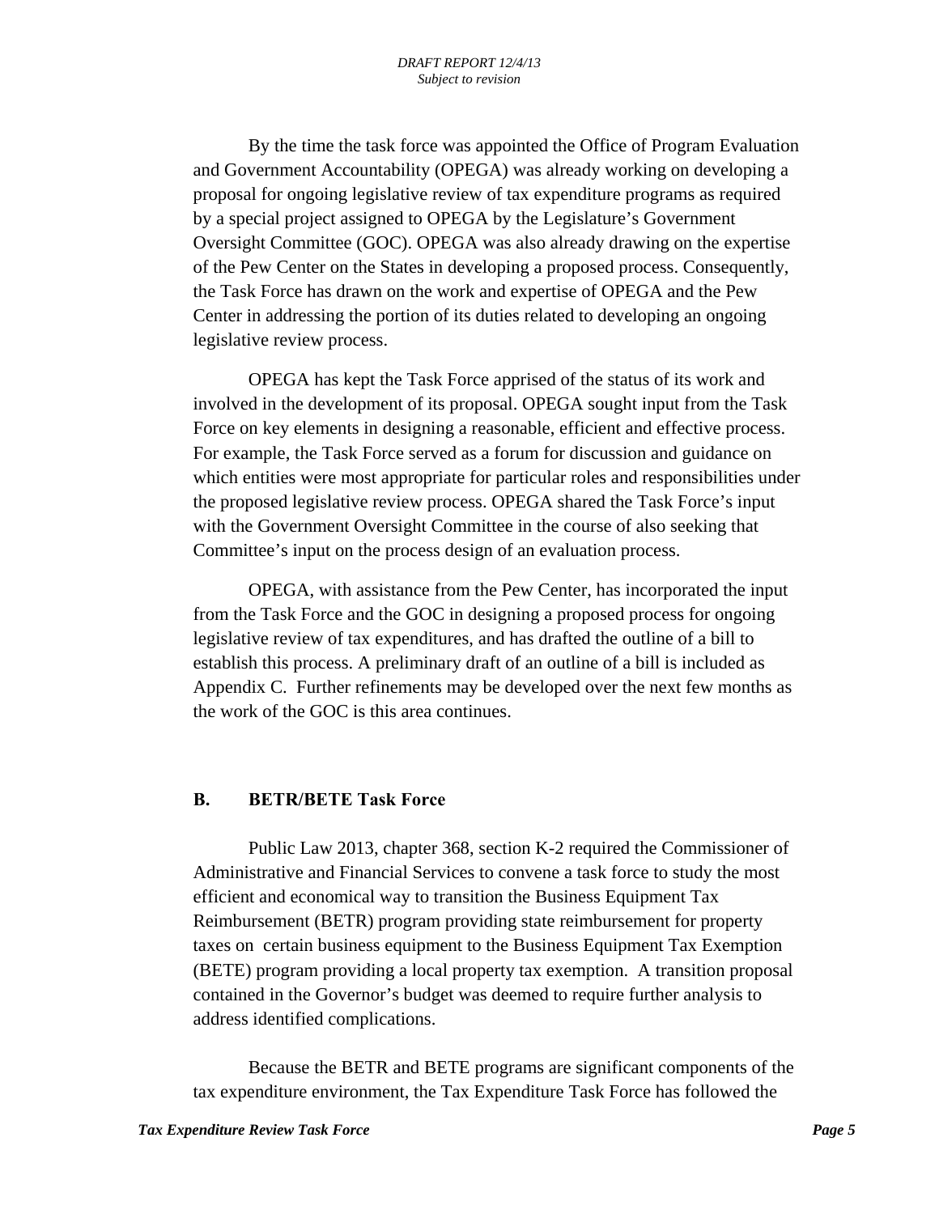By the time the task force was appointed the Office of Program Evaluation and Government Accountability (OPEGA) was already working on developing a proposal for ongoing legislative review of tax expenditure programs as required by a special project assigned to OPEGA by the Legislature's Government Oversight Committee (GOC). OPEGA was also already drawing on the expertise of the Pew Center on the States in developing a proposed process. Consequently, the Task Force has drawn on the work and expertise of OPEGA and the Pew Center in addressing the portion of its duties related to developing an ongoing legislative review process.

OPEGA has kept the Task Force apprised of the status of its work and involved in the development of its proposal. OPEGA sought input from the Task Force on key elements in designing a reasonable, efficient and effective process. For example, the Task Force served as a forum for discussion and guidance on which entities were most appropriate for particular roles and responsibilities under the proposed legislative review process. OPEGA shared the Task Force's input with the Government Oversight Committee in the course of also seeking that Committee's input on the process design of an evaluation process.

OPEGA, with assistance from the Pew Center, has incorporated the input from the Task Force and the GOC in designing a proposed process for ongoing legislative review of tax expenditures, and has drafted the outline of a bill to establish this process. A preliminary draft of an outline of a bill is included as Appendix C. Further refinements may be developed over the next few months as the work of the GOC is this area continues.

## B. BETR/BETE Task Force

Public Law 2013, chapter 368, section K-2 required the Commissioner of Administrative and Financial Services to convene a task force to study the most efficient and economical way to transition the Business Equipment Tax Reimbursement (BETR) program providing state reimbursement for property taxes on certain business equipment to the Business Equipment Tax Exemption (BETE) program providing a local property tax exemption. A transition proposal contained in the Governor's budget was deemed to require further analysis to address identified complications.

Because the BETR and BETE programs are significant components of the tax expenditure environment, the Tax Expenditure Task Force has followed the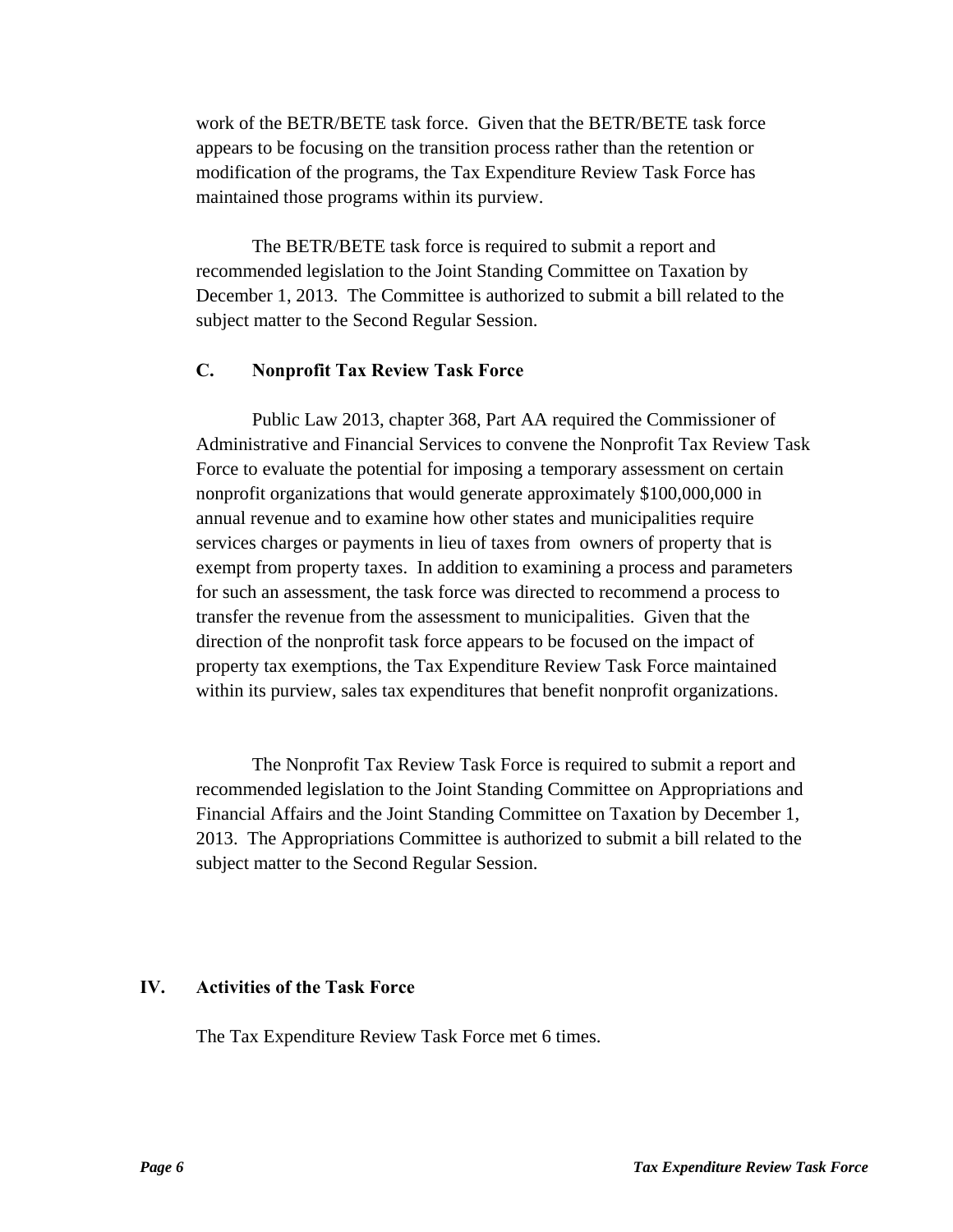work of the BETR/BETE task force. Given that the BETR/BETE task force appears to be focusing on the transition process rather than the retention or modification of the programs, the Tax Expenditure Review Task Force has maintained those programs within its purview.

The BETR/BETE task force is required to submit a report and recommended legislation to the Joint Standing Committee on Taxation by December 1, 2013. The Committee is authorized to submit a bill related to the subject matter to the Second Regular Session.

### C. Nonprofit Tax Review Task Force

Public Law 2013, chapter 368, Part AA required the Commissioner of Administrative and Financial Services to convene the Nonprofit Tax Review Task Force to evaluate the potential for imposing a temporary assessment on certain nonprofit organizations that would generate approximately $100,000,000 in annual revenue and to examine how other states and municipalities require services charges or payments in lieu of taxes from owners of property that is exempt from property taxes. In addition to examining a process and parameters for such an assessment, the task force was directed to recommend a process to transfer the revenue from the assessment to municipalities. Given that the direction of the nonprofit task force appears to be focused on the impact of property tax exemptions, the Tax Expenditure Review Task Force maintained within its purview, sales tax expenditures that benefit nonprofit organizations.

The Nonprofit Tax Review Task Force is required to submit a report and recommended legislation to the Joint Standing Committee on Appropriations and Financial Affairs and the Joint Standing Committee on Taxation by December 1, 2013. The Appropriations Committee is authorized to submit a bill related to the subject matter to the Second Regular Session.

## IV. Activities of the Task Force

The Tax Expenditure Review Task Force met 6 times.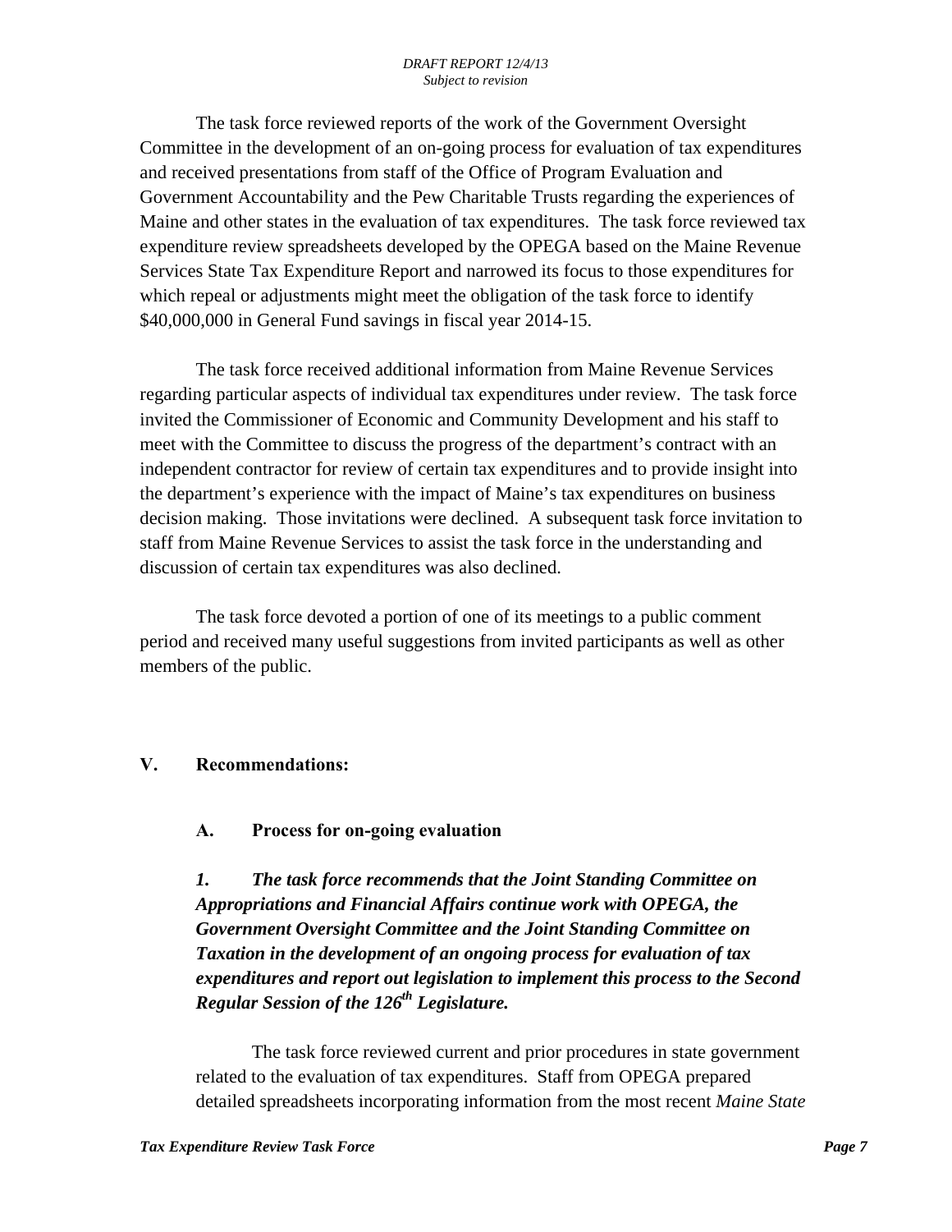The task force reviewed reports of the work of the Government Oversight Committee in the development of an on-going process for evaluation of tax expenditures and received presentations from staff of the Office of Program Evaluation and Government Accountability and the Pew Charitable Trusts regarding the experiences of Maine and other states in the evaluation of tax expenditures. The task force reviewed tax expenditure review spreadsheets developed by the OPEGA based on the Maine Revenue Services State Tax Expenditure Report and narrowed its focus to those expenditures for which repeal or adjustments might meet the obligation of the task force to identify $40,000,000 in General Fund savings in fiscal year 2014-15.

The task force received additional information from Maine Revenue Services regarding particular aspects of individual tax expenditures under review. The task force invited the Commissioner of Economic and Community Development and his staff to meet with the Committee to discuss the progress of the department's contract with an independent contractor for review of certain tax expenditures and to provide insight into the department's experience with the impact of Maine's tax expenditures on business decision making. Those invitations were declined. A subsequent task force invitation to staff from Maine Revenue Services to assist the task force in the understanding and discussion of certain tax expenditures was also declined.

The task force devoted a portion of one of its meetings to a public comment period and received many useful suggestions from invited participants as well as other members of the public.

## V. Recommendations:

### A. Process for on-going evaluation

***1. The task force recommends that the Joint Standing Committee on Appropriations and Financial Affairs continue work with OPEGA, the Government Oversight Committee and the Joint Standing Committee on Taxation in the development of an ongoing process for evaluation of tax expenditures and report out legislation to implement this process to the Second Regular Session of the 126th Legislature.***

The task force reviewed current and prior procedures in state government related to the evaluation of tax expenditures. Staff from OPEGA prepared detailed spreadsheets incorporating information from the most recent *Maine State*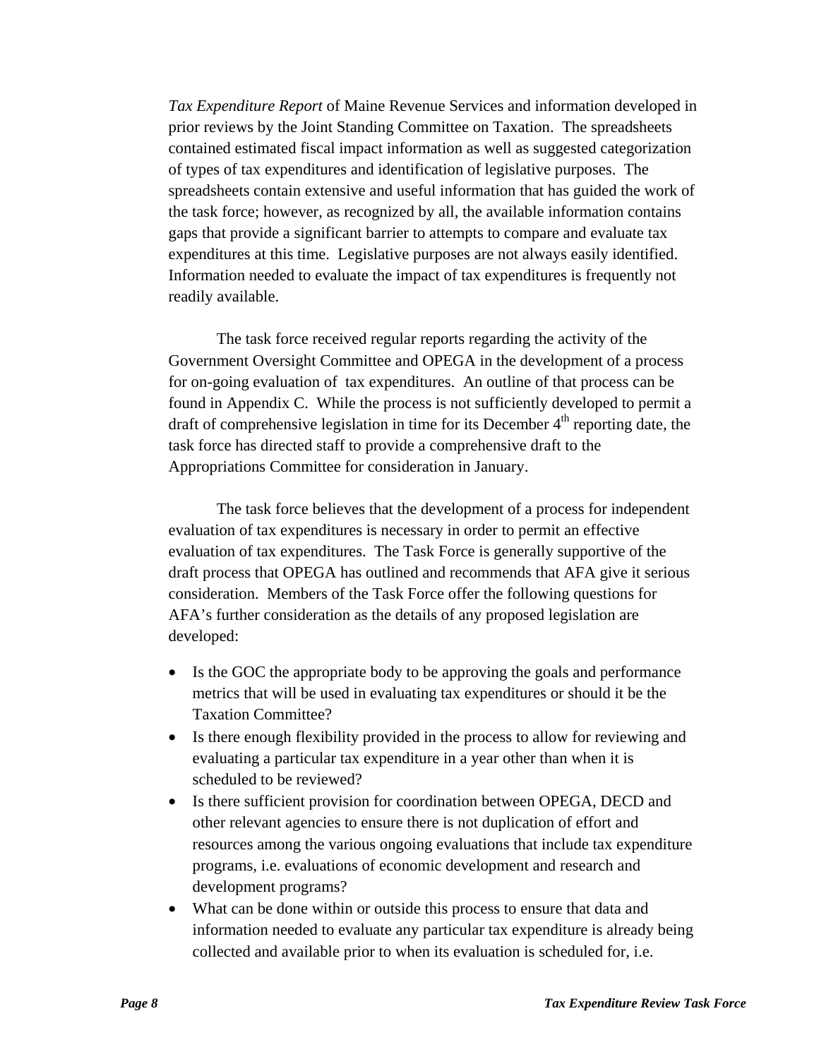*Tax Expenditure Report* of Maine Revenue Services and information developed in prior reviews by the Joint Standing Committee on Taxation. The spreadsheets contained estimated fiscal impact information as well as suggested categorization of types of tax expenditures and identification of legislative purposes. The spreadsheets contain extensive and useful information that has guided the work of the task force; however, as recognized by all, the available information contains gaps that provide a significant barrier to attempts to compare and evaluate tax expenditures at this time. Legislative purposes are not always easily identified. Information needed to evaluate the impact of tax expenditures is frequently not readily available.

The task force received regular reports regarding the activity of the Government Oversight Committee and OPEGA in the development of a process for on-going evaluation of tax expenditures. An outline of that process can be found in Appendix C. While the process is not sufficiently developed to permit a draft of comprehensive legislation in time for its December 4th reporting date, the task force has directed staff to provide a comprehensive draft to the Appropriations Committee for consideration in January.

The task force believes that the development of a process for independent evaluation of tax expenditures is necessary in order to permit an effective evaluation of tax expenditures. The Task Force is generally supportive of the draft process that OPEGA has outlined and recommends that AFA give it serious consideration. Members of the Task Force offer the following questions for AFA's further consideration as the details of any proposed legislation are developed:

- Is the GOC the appropriate body to be approving the goals and performance metrics that will be used in evaluating tax expenditures or should it be the Taxation Committee?
- Is there enough flexibility provided in the process to allow for reviewing and evaluating a particular tax expenditure in a year other than when it is scheduled to be reviewed?
- Is there sufficient provision for coordination between OPEGA, DECD and other relevant agencies to ensure there is not duplication of effort and resources among the various ongoing evaluations that include tax expenditure programs, i.e. evaluations of economic development and research and development programs?
- What can be done within or outside this process to ensure that data and information needed to evaluate any particular tax expenditure is already being collected and available prior to when its evaluation is scheduled for, i.e.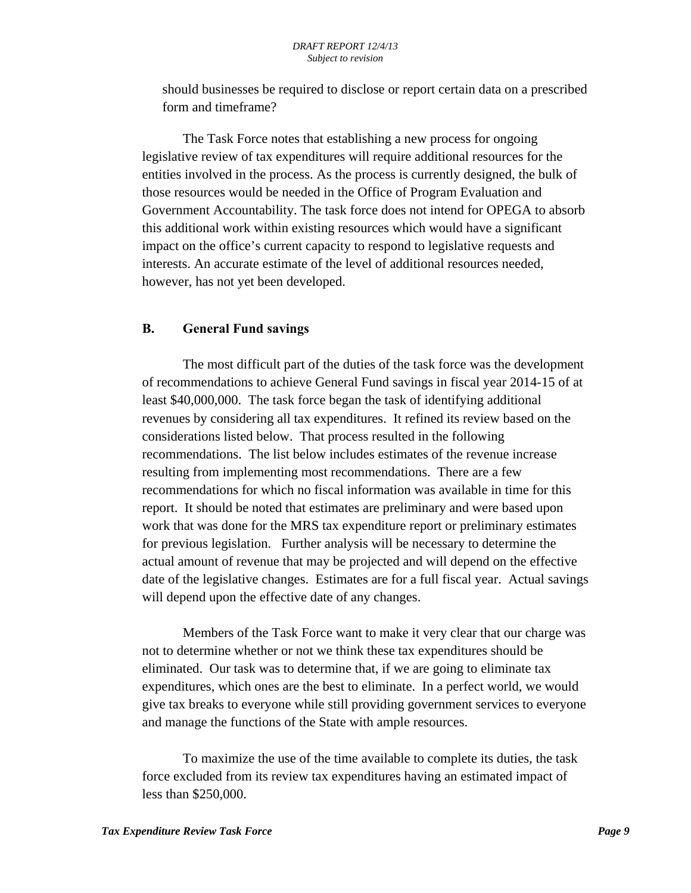should businesses be required to disclose or report certain data on a prescribed form and timeframe?

The Task Force notes that establishing a new process for ongoing legislative review of tax expenditures will require additional resources for the entities involved in the process. As the process is currently designed, the bulk of those resources would be needed in the Office of Program Evaluation and Government Accountability. The task force does not intend for OPEGA to absorb this additional work within existing resources which would have a significant impact on the office's current capacity to respond to legislative requests and interests. An accurate estimate of the level of additional resources needed, however, has not yet been developed.

## B. General Fund savings

The most difficult part of the duties of the task force was the development of recommendations to achieve General Fund savings in fiscal year 2014-15 of at least $40,000,000. The task force began the task of identifying additional revenues by considering all tax expenditures. It refined its review based on the considerations listed below. That process resulted in the following recommendations. The list below includes estimates of the revenue increase resulting from implementing most recommendations. There are a few recommendations for which no fiscal information was available in time for this report. It should be noted that estimates are preliminary and were based upon work that was done for the MRS tax expenditure report or preliminary estimates for previous legislation. Further analysis will be necessary to determine the actual amount of revenue that may be projected and will depend on the effective date of the legislative changes. Estimates are for a full fiscal year. Actual savings will depend upon the effective date of any changes.

Members of the Task Force want to make it very clear that our charge was not to determine whether or not we think these tax expenditures should be eliminated. Our task was to determine that, if we are going to eliminate tax expenditures, which ones are the best to eliminate. In a perfect world, we would give tax breaks to everyone while still providing government services to everyone and manage the functions of the State with ample resources.

To maximize the use of the time available to complete its duties, the task force excluded from its review tax expenditures having an estimated impact of less than $250,000.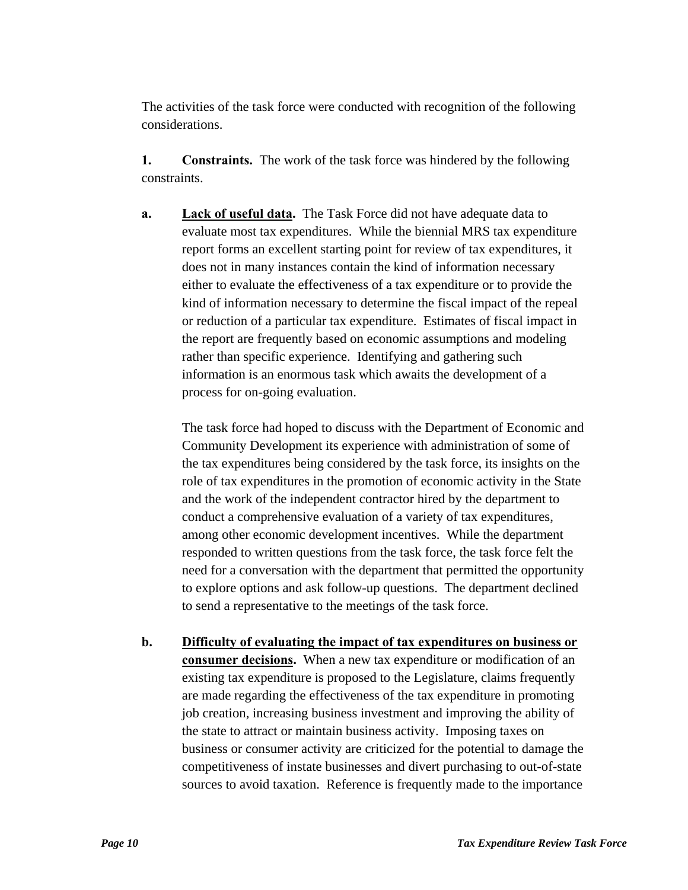The activities of the task force were conducted with recognition of the following considerations.

**1. Constraints.** The work of the task force was hindered by the following constraints.

**a. <u>Lack of useful data</u>.** The Task Force did not have adequate data to evaluate most tax expenditures. While the biennial MRS tax expenditure report forms an excellent starting point for review of tax expenditures, it does not in many instances contain the kind of information necessary either to evaluate the effectiveness of a tax expenditure or to provide the kind of information necessary to determine the fiscal impact of the repeal or reduction of a particular tax expenditure. Estimates of fiscal impact in the report are frequently based on economic assumptions and modeling rather than specific experience. Identifying and gathering such information is an enormous task which awaits the development of a process for on-going evaluation.

The task force had hoped to discuss with the Department of Economic and Community Development its experience with administration of some of the tax expenditures being considered by the task force, its insights on the role of tax expenditures in the promotion of economic activity in the State and the work of the independent contractor hired by the department to conduct a comprehensive evaluation of a variety of tax expenditures, among other economic development incentives. While the department responded to written questions from the task force, the task force felt the need for a conversation with the department that permitted the opportunity to explore options and ask follow-up questions. The department declined to send a representative to the meetings of the task force.

**b. <u>Difficulty of evaluating the impact of tax expenditures on business or consumer decisions</u>.** When a new tax expenditure or modification of an existing tax expenditure is proposed to the Legislature, claims frequently are made regarding the effectiveness of the tax expenditure in promoting job creation, increasing business investment and improving the ability of the state to attract or maintain business activity. Imposing taxes on business or consumer activity are criticized for the potential to damage the competitiveness of instate businesses and divert purchasing to out-of-state sources to avoid taxation. Reference is frequently made to the importance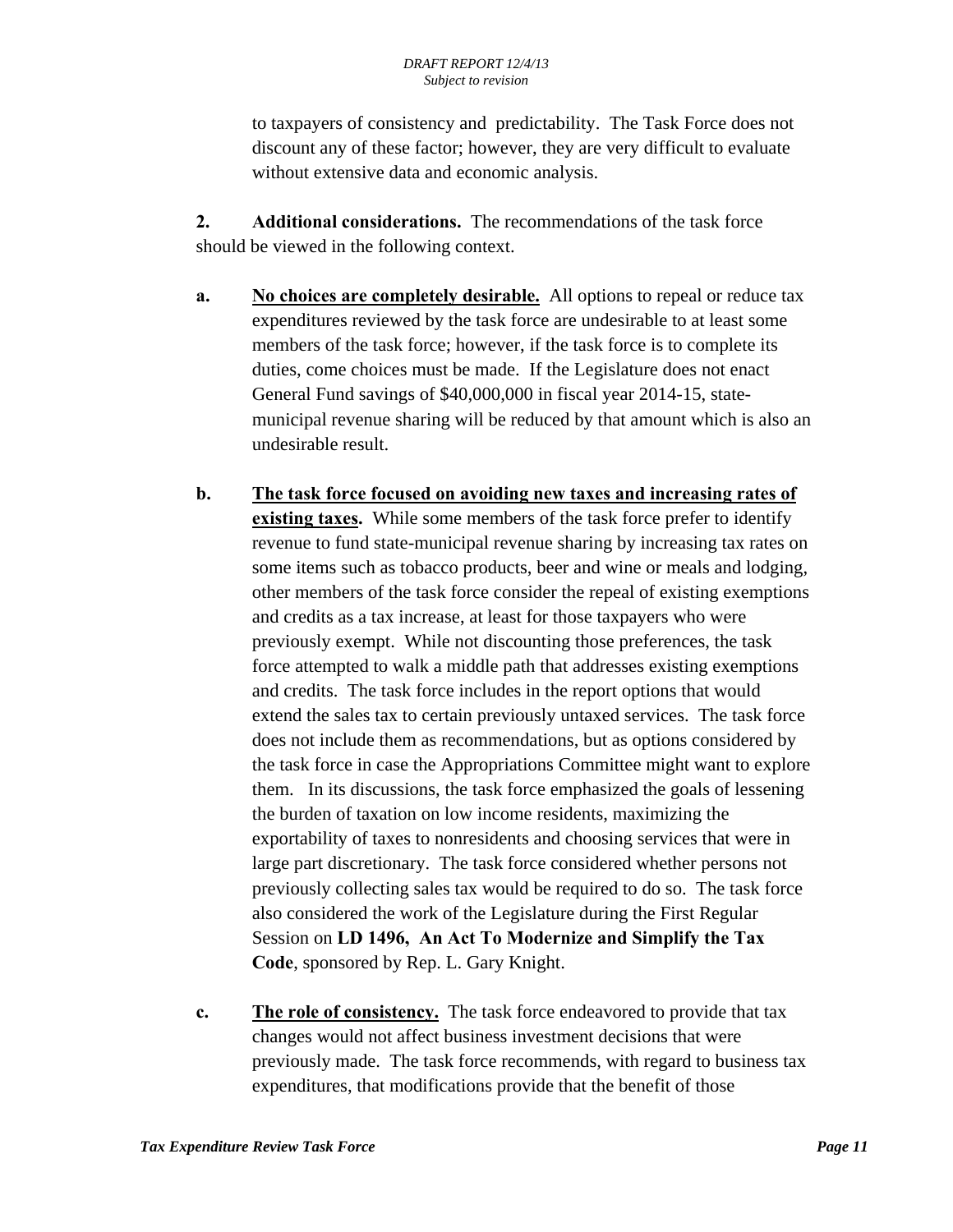to taxpayers of consistency and predictability. The Task Force does not discount any of these factor; however, they are very difficult to evaluate without extensive data and economic analysis.

**2. Additional considerations.** The recommendations of the task force should be viewed in the following context.

**a. <u>No choices are completely desirable.</u>** All options to repeal or reduce tax expenditures reviewed by the task force are undesirable to at least some members of the task force; however, if the task force is to complete its duties, come choices must be made. If the Legislature does not enact General Fund savings of $40,000,000 in fiscal year 2014-15, state-municipal revenue sharing will be reduced by that amount which is also an undesirable result.

**b. <u>The task force focused on avoiding new taxes and increasing rates of existing taxes</u>.** While some members of the task force prefer to identify revenue to fund state-municipal revenue sharing by increasing tax rates on some items such as tobacco products, beer and wine or meals and lodging, other members of the task force consider the repeal of existing exemptions and credits as a tax increase, at least for those taxpayers who were previously exempt. While not discounting those preferences, the task force attempted to walk a middle path that addresses existing exemptions and credits. The task force includes in the report options that would extend the sales tax to certain previously untaxed services. The task force does not include them as recommendations, but as options considered by the task force in case the Appropriations Committee might want to explore them. In its discussions, the task force emphasized the goals of lessening the burden of taxation on low income residents, maximizing the exportability of taxes to nonresidents and choosing services that were in large part discretionary. The task force considered whether persons not previously collecting sales tax would be required to do so. The task force also considered the work of the Legislature during the First Regular Session on **LD 1496, An Act To Modernize and Simplify the Tax Code**, sponsored by Rep. L. Gary Knight.

**c. <u>The role of consistency.</u>** The task force endeavored to provide that tax changes would not affect business investment decisions that were previously made. The task force recommends, with regard to business tax expenditures, that modifications provide that the benefit of those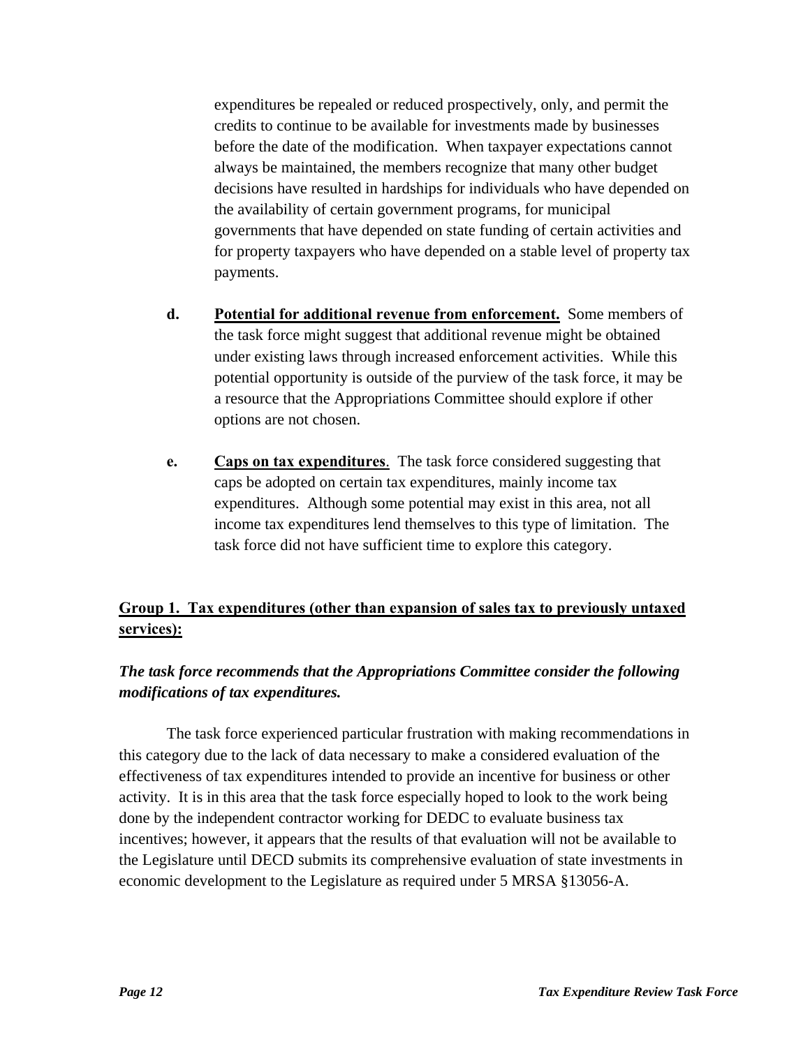expenditures be repealed or reduced prospectively, only, and permit the credits to continue to be available for investments made by businesses before the date of the modification. When taxpayer expectations cannot always be maintained, the members recognize that many other budget decisions have resulted in hardships for individuals who have depended on the availability of certain government programs, for municipal governments that have depended on state funding of certain activities and for property taxpayers who have depended on a stable level of property tax payments.

**d.** **Potential for additional revenue from enforcement.** Some members of the task force might suggest that additional revenue might be obtained under existing laws through increased enforcement activities. While this potential opportunity is outside of the purview of the task force, it may be a resource that the Appropriations Committee should explore if other options are not chosen.

**e.** **Caps on tax expenditures**. The task force considered suggesting that caps be adopted on certain tax expenditures, mainly income tax expenditures. Although some potential may exist in this area, not all income tax expenditures lend themselves to this type of limitation. The task force did not have sufficient time to explore this category.

## Group 1. Tax expenditures (other than expansion of sales tax to previously untaxed services):

***The task force recommends that the Appropriations Committee consider the following modifications of tax expenditures.***

The task force experienced particular frustration with making recommendations in this category due to the lack of data necessary to make a considered evaluation of the effectiveness of tax expenditures intended to provide an incentive for business or other activity. It is in this area that the task force especially hoped to look to the work being done by the independent contractor working for DEDC to evaluate business tax incentives; however, it appears that the results of that evaluation will not be available to the Legislature until DECD submits its comprehensive evaluation of state investments in economic development to the Legislature as required under 5 MRSA §13056-A.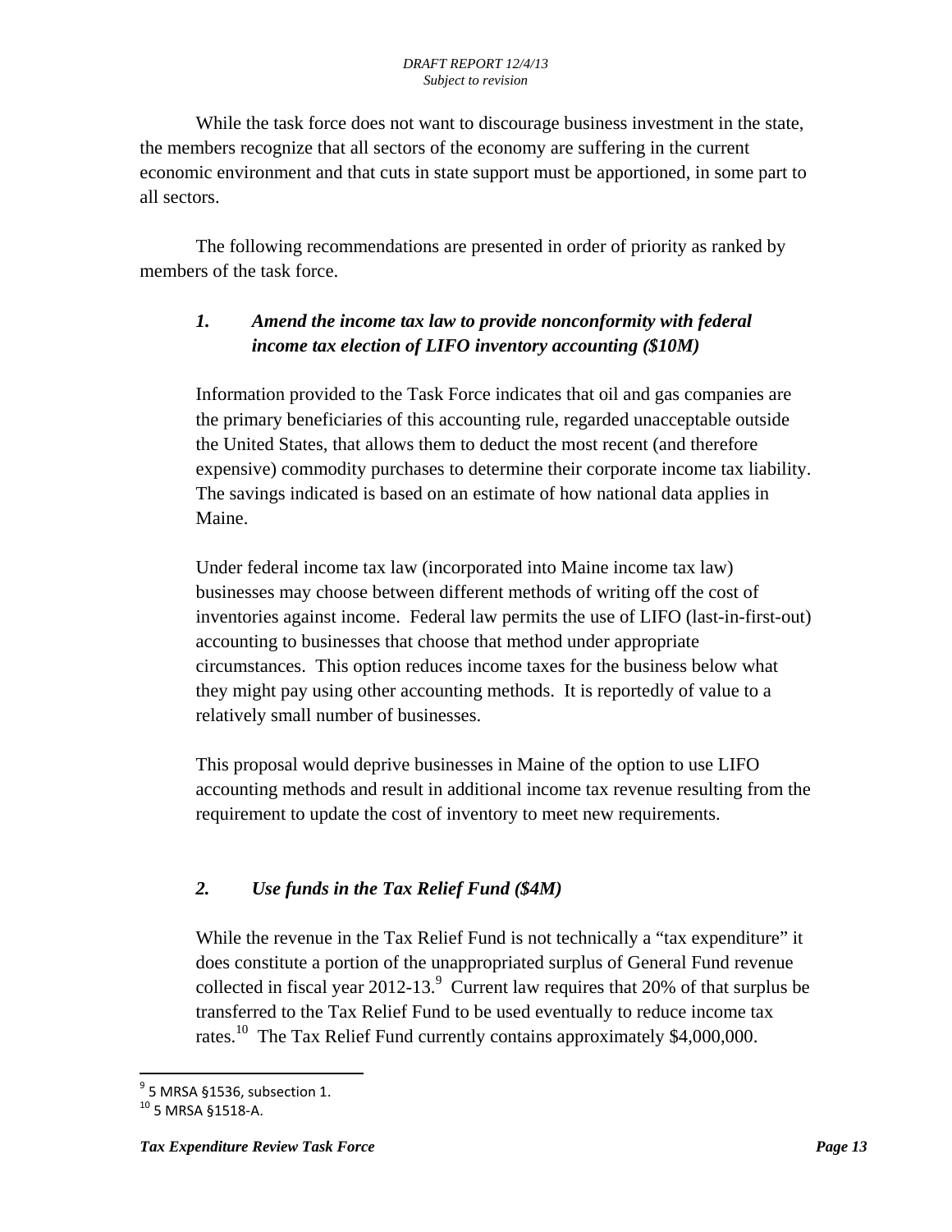While the task force does not want to discourage business investment in the state, the members recognize that all sectors of the economy are suffering in the current economic environment and that cuts in state support must be apportioned, in some part to all sectors.

The following recommendations are presented in order of priority as ranked by members of the task force.

### *1. Amend the income tax law to provide nonconformity with federal income tax election of LIFO inventory accounting ($10M)*

Information provided to the Task Force indicates that oil and gas companies are the primary beneficiaries of this accounting rule, regarded unacceptable outside the United States, that allows them to deduct the most recent (and therefore expensive) commodity purchases to determine their corporate income tax liability. The savings indicated is based on an estimate of how national data applies in Maine.

Under federal income tax law (incorporated into Maine income tax law) businesses may choose between different methods of writing off the cost of inventories against income. Federal law permits the use of LIFO (last-in-first-out) accounting to businesses that choose that method under appropriate circumstances. This option reduces income taxes for the business below what they might pay using other accounting methods. It is reportedly of value to a relatively small number of businesses.

This proposal would deprive businesses in Maine of the option to use LIFO accounting methods and result in additional income tax revenue resulting from the requirement to update the cost of inventory to meet new requirements.

### *2. Use funds in the Tax Relief Fund ($4M)*

While the revenue in the Tax Relief Fund is not technically a "tax expenditure" it does constitute a portion of the unappropriated surplus of General Fund revenue collected in fiscal year 2012-13.[9] Current law requires that 20% of that surplus be transferred to the Tax Relief Fund to be used eventually to reduce income tax rates.[10] The Tax Relief Fund currently contains approximately $4,000,000.

---

[9] 5 MRSA §1536, subsection 1.

[10] 5 MRSA §1518-A.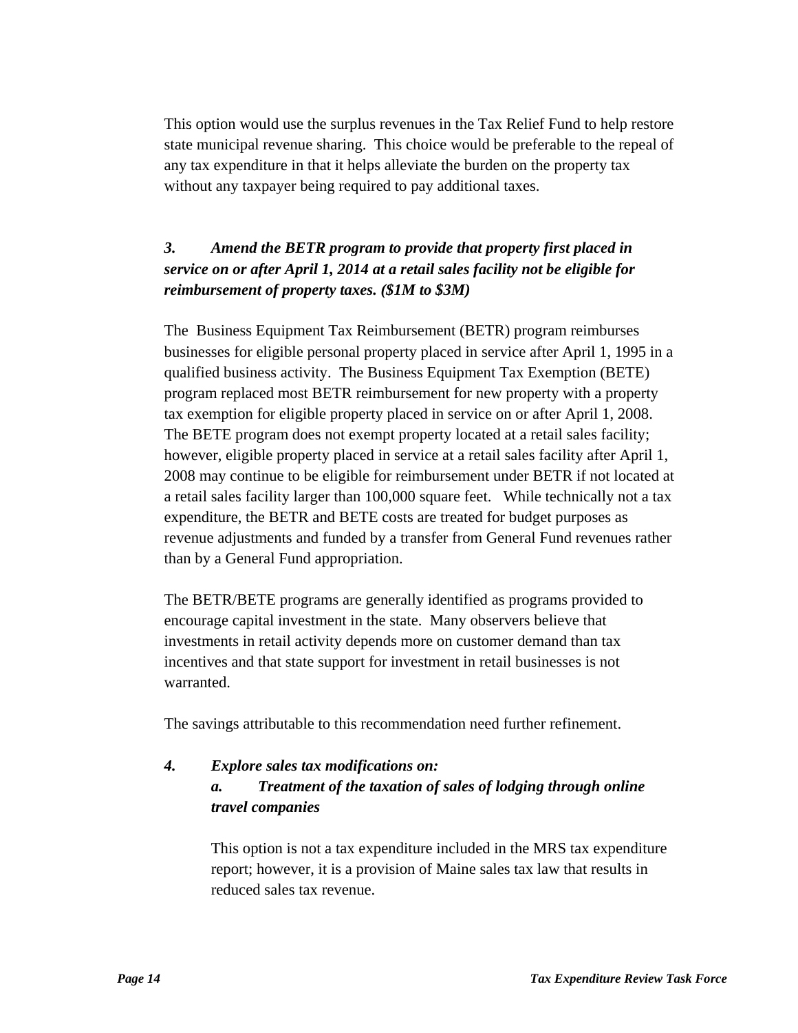This option would use the surplus revenues in the Tax Relief Fund to help restore state municipal revenue sharing. This choice would be preferable to the repeal of any tax expenditure in that it helps alleviate the burden on the property tax without any taxpayer being required to pay additional taxes.

***3. Amend the BETR program to provide that property first placed in service on or after April 1, 2014 at a retail sales facility not be eligible for reimbursement of property taxes. ($1M to $3M)***

The Business Equipment Tax Reimbursement (BETR) program reimburses businesses for eligible personal property placed in service after April 1, 1995 in a qualified business activity. The Business Equipment Tax Exemption (BETE) program replaced most BETR reimbursement for new property with a property tax exemption for eligible property placed in service on or after April 1, 2008. The BETE program does not exempt property located at a retail sales facility; however, eligible property placed in service at a retail sales facility after April 1, 2008 may continue to be eligible for reimbursement under BETR if not located at a retail sales facility larger than 100,000 square feet. While technically not a tax expenditure, the BETR and BETE costs are treated for budget purposes as revenue adjustments and funded by a transfer from General Fund revenues rather than by a General Fund appropriation.

The BETR/BETE programs are generally identified as programs provided to encourage capital investment in the state. Many observers believe that investments in retail activity depends more on customer demand than tax incentives and that state support for investment in retail businesses is not warranted.

The savings attributable to this recommendation need further refinement.

***4. Explore sales tax modifications on:***

***a. Treatment of the taxation of sales of lodging through online travel companies***

This option is not a tax expenditure included in the MRS tax expenditure report; however, it is a provision of Maine sales tax law that results in reduced sales tax revenue.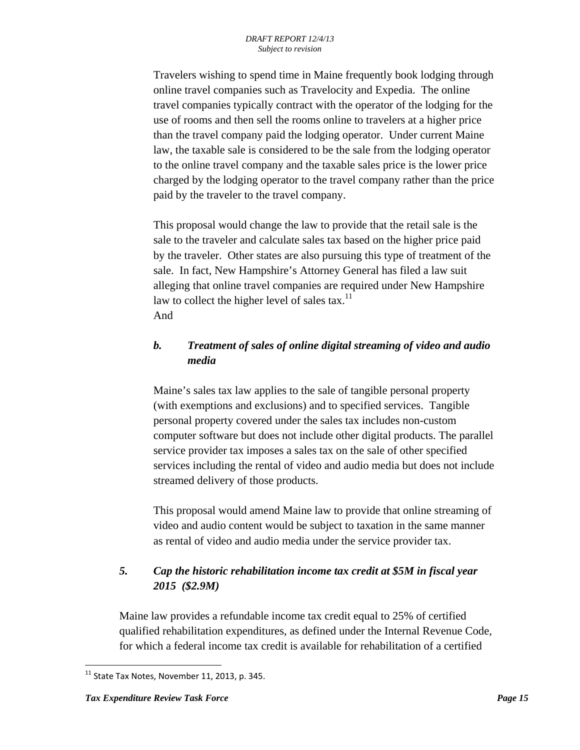Travelers wishing to spend time in Maine frequently book lodging through online travel companies such as Travelocity and Expedia. The online travel companies typically contract with the operator of the lodging for the use of rooms and then sell the rooms online to travelers at a higher price than the travel company paid the lodging operator. Under current Maine law, the taxable sale is considered to be the sale from the lodging operator to the online travel company and the taxable sales price is the lower price charged by the lodging operator to the travel company rather than the price paid by the traveler to the travel company.

This proposal would change the law to provide that the retail sale is the sale to the traveler and calculate sales tax based on the higher price paid by the traveler. Other states are also pursuing this type of treatment of the sale. In fact, New Hampshire's Attorney General has filed a law suit alleging that online travel companies are required under New Hampshire law to collect the higher level of sales tax.[11]
And

### *b. Treatment of sales of online digital streaming of video and audio media*

Maine's sales tax law applies to the sale of tangible personal property (with exemptions and exclusions) and to specified services. Tangible personal property covered under the sales tax includes non-custom computer software but does not include other digital products. The parallel service provider tax imposes a sales tax on the sale of other specified services including the rental of video and audio media but does not include streamed delivery of those products.

This proposal would amend Maine law to provide that online streaming of video and audio content would be subject to taxation in the same manner as rental of video and audio media under the service provider tax.

## *5. Cap the historic rehabilitation income tax credit at $5M in fiscal year 2015 ($2.9M)*

Maine law provides a refundable income tax credit equal to 25% of certified qualified rehabilitation expenditures, as defined under the Internal Revenue Code, for which a federal income tax credit is available for rehabilitation of a certified

[11] State Tax Notes, November 11, 2013, p. 345.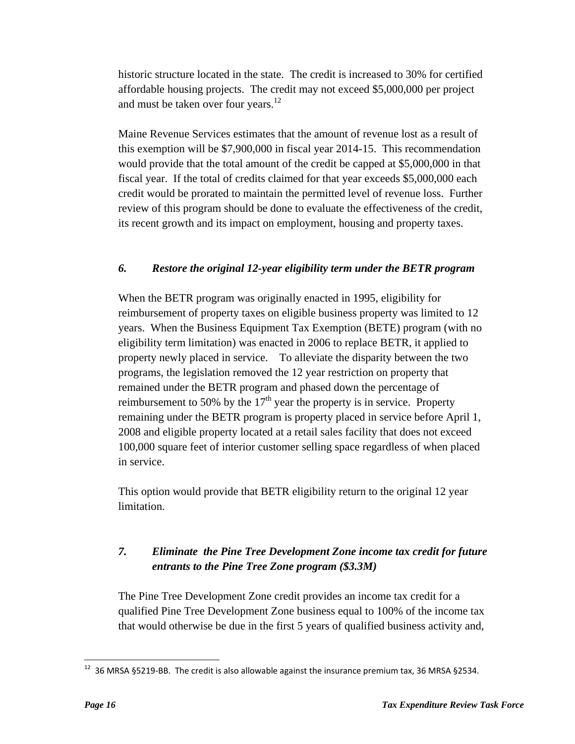historic structure located in the state. The credit is increased to 30% for certified affordable housing projects. The credit may not exceed $5,000,000 per project and must be taken over four years.[12]

Maine Revenue Services estimates that the amount of revenue lost as a result of this exemption will be $7,900,000 in fiscal year 2014-15. This recommendation would provide that the total amount of the credit be capped at $5,000,000 in that fiscal year. If the total of credits claimed for that year exceeds $5,000,000 each credit would be prorated to maintain the permitted level of revenue loss. Further review of this program should be done to evaluate the effectiveness of the credit, its recent growth and its impact on employment, housing and property taxes.

### *6. Restore the original 12-year eligibility term under the BETR program*

When the BETR program was originally enacted in 1995, eligibility for reimbursement of property taxes on eligible business property was limited to 12 years. When the Business Equipment Tax Exemption (BETE) program (with no eligibility term limitation) was enacted in 2006 to replace BETR, it applied to property newly placed in service. To alleviate the disparity between the two programs, the legislation removed the 12 year restriction on property that remained under the BETR program and phased down the percentage of reimbursement to 50% by the 17th year the property is in service. Property remaining under the BETR program is property placed in service before April 1, 2008 and eligible property located at a retail sales facility that does not exceed 100,000 square feet of interior customer selling space regardless of when placed in service.

This option would provide that BETR eligibility return to the original 12 year limitation.

### *7. Eliminate the Pine Tree Development Zone income tax credit for future entrants to the Pine Tree Zone program ($3.3M)*

The Pine Tree Development Zone credit provides an income tax credit for a qualified Pine Tree Development Zone business equal to 100% of the income tax that would otherwise be due in the first 5 years of qualified business activity and,

---

[12] 36 MRSA §5219-BB. The credit is also allowable against the insurance premium tax, 36 MRSA §2534.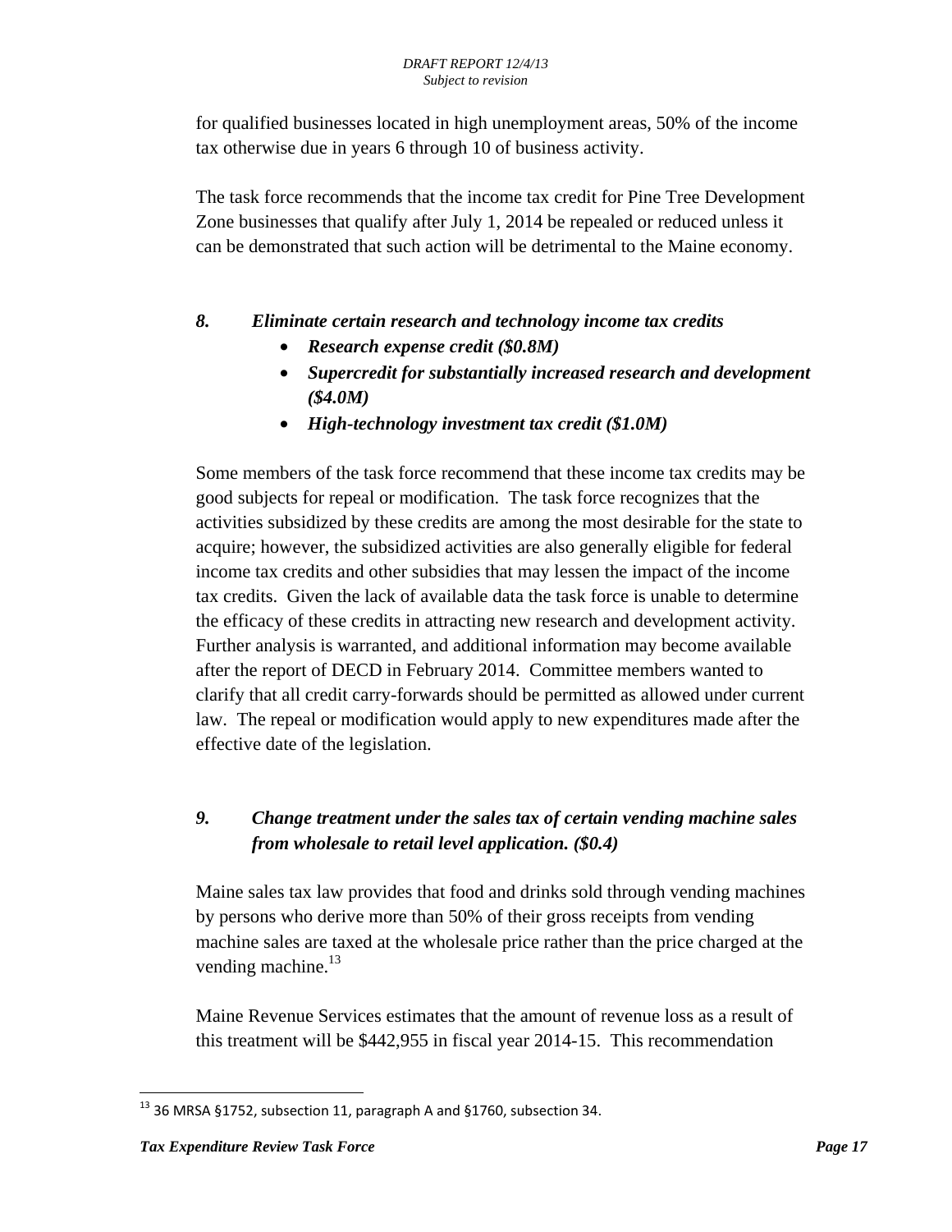for qualified businesses located in high unemployment areas, 50% of the income tax otherwise due in years 6 through 10 of business activity.

The task force recommends that the income tax credit for Pine Tree Development Zone businesses that qualify after July 1, 2014 be repealed or reduced unless it can be demonstrated that such action will be detrimental to the Maine economy.

### *8. Eliminate certain research and technology income tax credits*

- ***Research expense credit ($0.8M)***
- ***Supercredit for substantially increased research and development ($4.0M)***
- ***High-technology investment tax credit ($1.0M)***

Some members of the task force recommend that these income tax credits may be good subjects for repeal or modification. The task force recognizes that the activities subsidized by these credits are among the most desirable for the state to acquire; however, the subsidized activities are also generally eligible for federal income tax credits and other subsidies that may lessen the impact of the income tax credits. Given the lack of available data the task force is unable to determine the efficacy of these credits in attracting new research and development activity. Further analysis is warranted, and additional information may become available after the report of DECD in February 2014. Committee members wanted to clarify that all credit carry-forwards should be permitted as allowed under current law. The repeal or modification would apply to new expenditures made after the effective date of the legislation.

### *9. Change treatment under the sales tax of certain vending machine sales from wholesale to retail level application. ($0.4)*

Maine sales tax law provides that food and drinks sold through vending machines by persons who derive more than 50% of their gross receipts from vending machine sales are taxed at the wholesale price rather than the price charged at the vending machine.[13]

Maine Revenue Services estimates that the amount of revenue loss as a result of this treatment will be $442,955 in fiscal year 2014-15. This recommendation

---

[13] 36 MRSA §1752, subsection 11, paragraph A and §1760, subsection 34.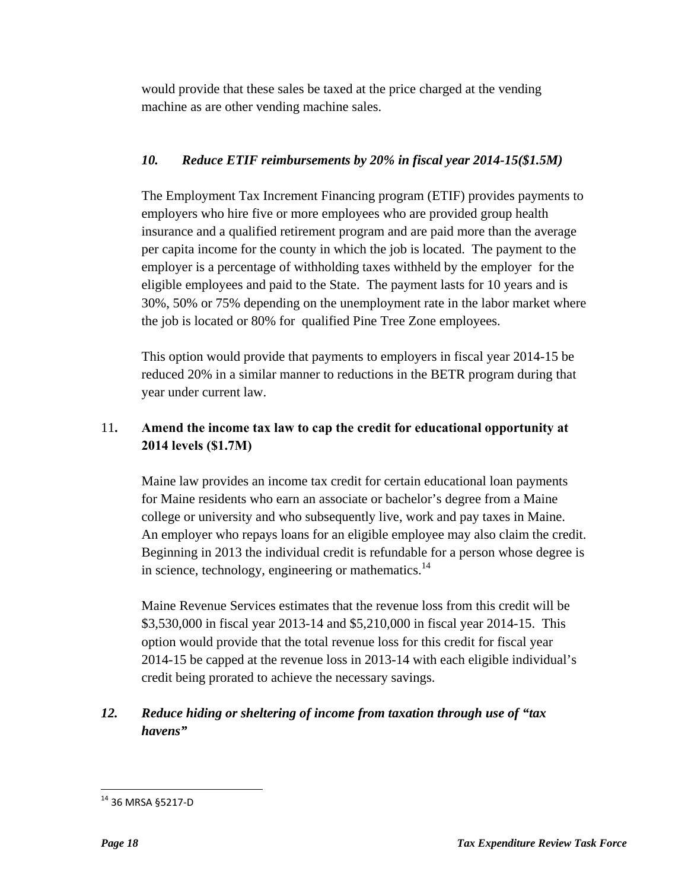would provide that these sales be taxed at the price charged at the vending machine as are other vending machine sales.

### *10. Reduce ETIF reimbursements by 20% in fiscal year 2014-15($1.5M)*

The Employment Tax Increment Financing program (ETIF) provides payments to employers who hire five or more employees who are provided group health insurance and a qualified retirement program and are paid more than the average per capita income for the county in which the job is located. The payment to the employer is a percentage of withholding taxes withheld by the employer for the eligible employees and paid to the State. The payment lasts for 10 years and is 30%, 50% or 75% depending on the unemployment rate in the labor market where the job is located or 80% for qualified Pine Tree Zone employees.

This option would provide that payments to employers in fiscal year 2014-15 be reduced 20% in a similar manner to reductions in the BETR program during that year under current law.

### 11. **Amend the income tax law to cap the credit for educational opportunity at 2014 levels ($1.7M)**

Maine law provides an income tax credit for certain educational loan payments for Maine residents who earn an associate or bachelor's degree from a Maine college or university and who subsequently live, work and pay taxes in Maine. An employer who repays loans for an eligible employee may also claim the credit. Beginning in 2013 the individual credit is refundable for a person whose degree is in science, technology, engineering or mathematics.[14]

Maine Revenue Services estimates that the revenue loss from this credit will be $3,530,000 in fiscal year 2013-14 and $5,210,000 in fiscal year 2014-15. This option would provide that the total revenue loss for this credit for fiscal year 2014-15 be capped at the revenue loss in 2013-14 with each eligible individual's credit being prorated to achieve the necessary savings.

### *12. Reduce hiding or sheltering of income from taxation through use of "tax havens"*

---

[14] 36 MRSA §5217-D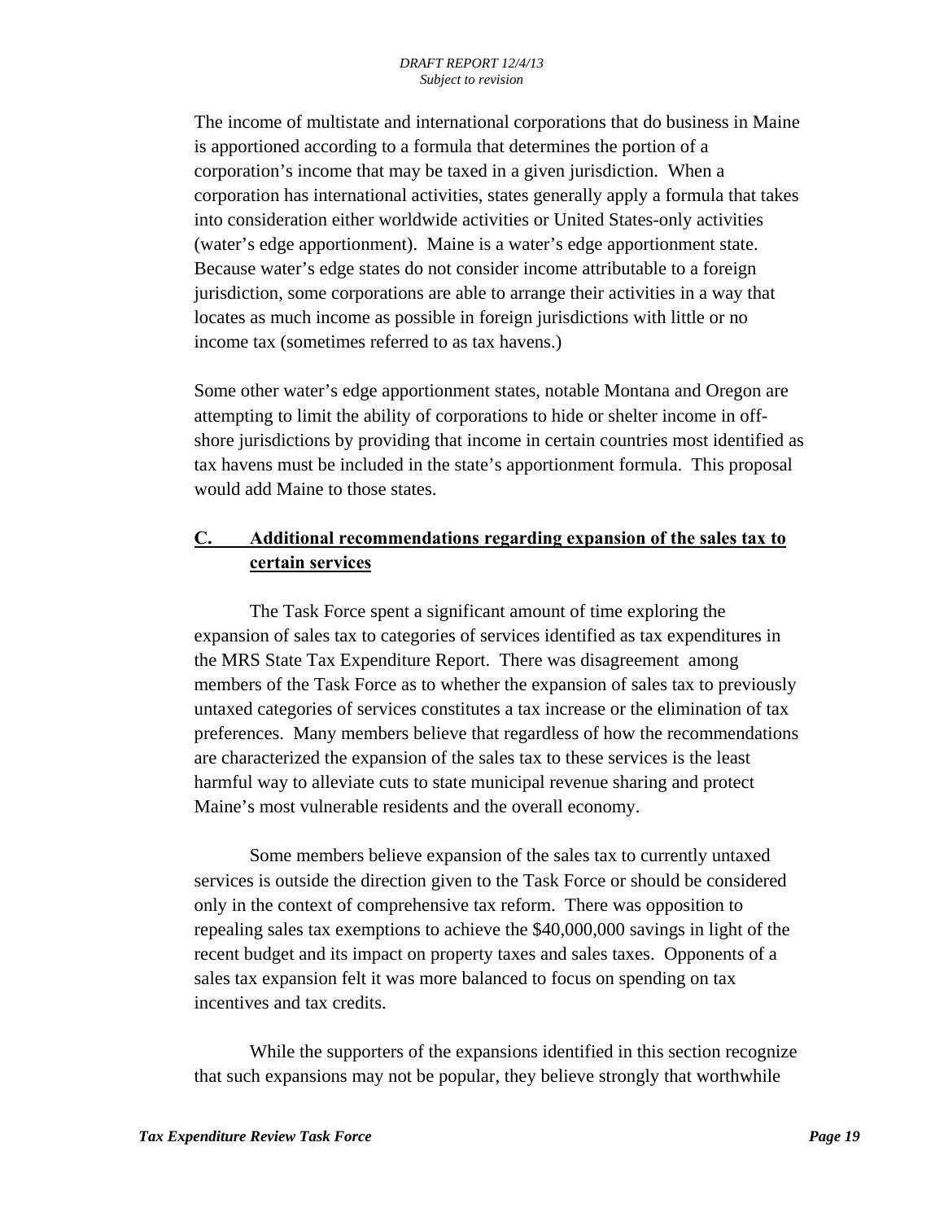The income of multistate and international corporations that do business in Maine is apportioned according to a formula that determines the portion of a corporation's income that may be taxed in a given jurisdiction. When a corporation has international activities, states generally apply a formula that takes into consideration either worldwide activities or United States-only activities (water's edge apportionment). Maine is a water's edge apportionment state. Because water's edge states do not consider income attributable to a foreign jurisdiction, some corporations are able to arrange their activities in a way that locates as much income as possible in foreign jurisdictions with little or no income tax (sometimes referred to as tax havens.)

Some other water's edge apportionment states, notable Montana and Oregon are attempting to limit the ability of corporations to hide or shelter income in off-shore jurisdictions by providing that income in certain countries most identified as tax havens must be included in the state's apportionment formula. This proposal would add Maine to those states.

## C. Additional recommendations regarding expansion of the sales tax to certain services

The Task Force spent a significant amount of time exploring the expansion of sales tax to categories of services identified as tax expenditures in the MRS State Tax Expenditure Report. There was disagreement among members of the Task Force as to whether the expansion of sales tax to previously untaxed categories of services constitutes a tax increase or the elimination of tax preferences. Many members believe that regardless of how the recommendations are characterized the expansion of the sales tax to these services is the least harmful way to alleviate cuts to state municipal revenue sharing and protect Maine's most vulnerable residents and the overall economy.

Some members believe expansion of the sales tax to currently untaxed services is outside the direction given to the Task Force or should be considered only in the context of comprehensive tax reform. There was opposition to repealing sales tax exemptions to achieve the $40,000,000 savings in light of the recent budget and its impact on property taxes and sales taxes. Opponents of a sales tax expansion felt it was more balanced to focus on spending on tax incentives and tax credits.

While the supporters of the expansions identified in this section recognize that such expansions may not be popular, they believe strongly that worthwhile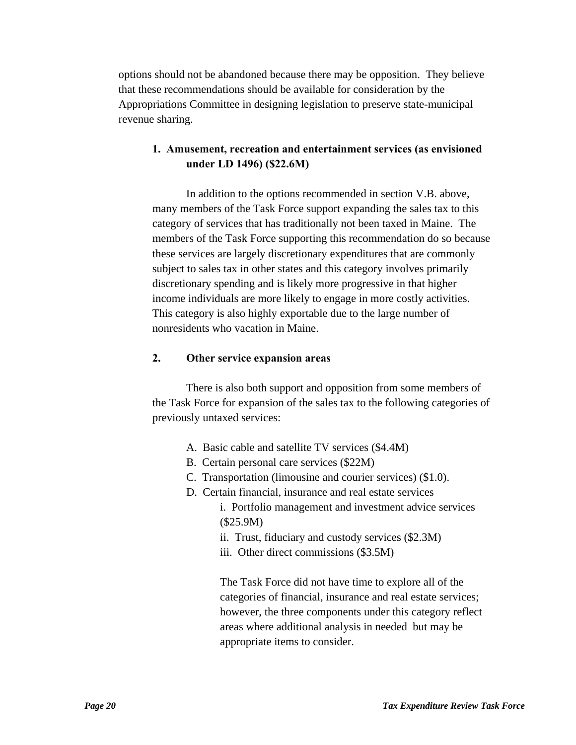options should not be abandoned because there may be opposition. They believe that these recommendations should be available for consideration by the Appropriations Committee in designing legislation to preserve state-municipal revenue sharing.

**1. Amusement, recreation and entertainment services (as envisioned under LD 1496) ($22.6M)**

In addition to the options recommended in section V.B. above, many members of the Task Force support expanding the sales tax to this category of services that has traditionally not been taxed in Maine. The members of the Task Force supporting this recommendation do so because these services are largely discretionary expenditures that are commonly subject to sales tax in other states and this category involves primarily discretionary spending and is likely more progressive in that higher income individuals are more likely to engage in more costly activities. This category is also highly exportable due to the large number of nonresidents who vacation in Maine.

**2. Other service expansion areas**

There is also both support and opposition from some members of the Task Force for expansion of the sales tax to the following categories of previously untaxed services:

A. Basic cable and satellite TV services ($4.4M)
B. Certain personal care services ($22M)
C. Transportation (limousine and courier services) ($1.0).
D. Certain financial, insurance and real estate services
  i. Portfolio management and investment advice services ($25.9M)
  ii. Trust, fiduciary and custody services ($2.3M)
  iii. Other direct commissions ($3.5M)

The Task Force did not have time to explore all of the categories of financial, insurance and real estate services; however, the three components under this category reflect areas where additional analysis in needed but may be appropriate items to consider.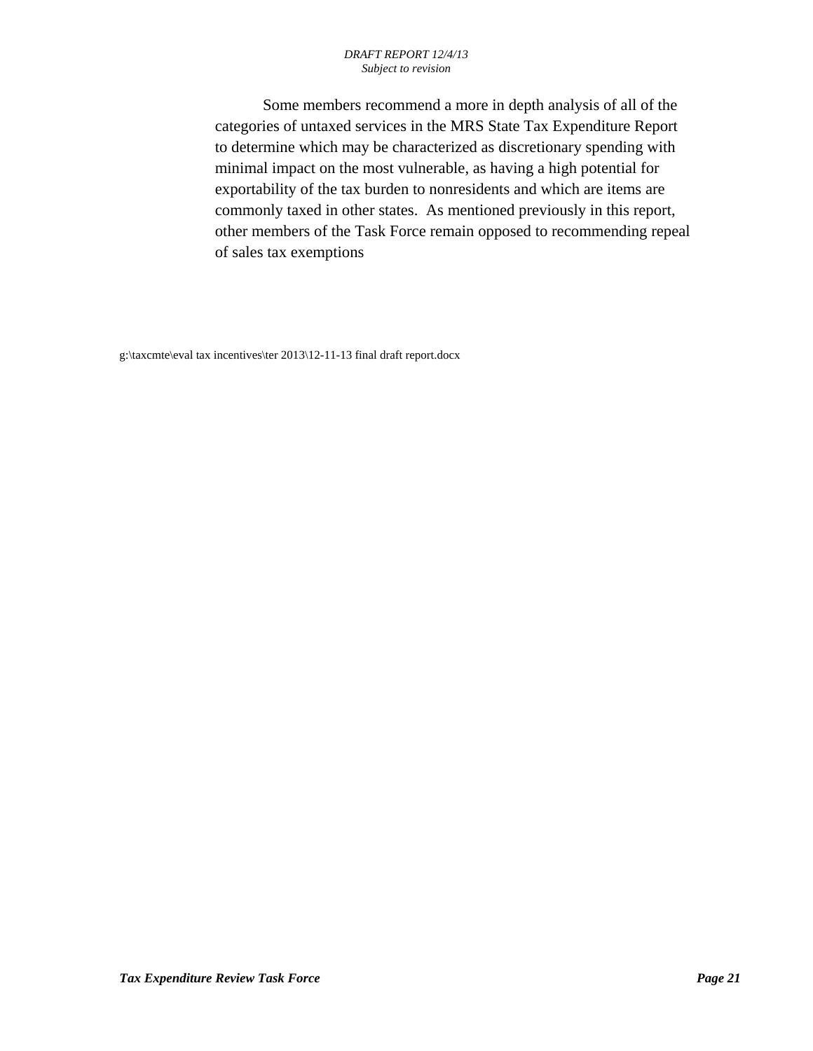Some members recommend a more in depth analysis of all of the categories of untaxed services in the MRS State Tax Expenditure Report to determine which may be characterized as discretionary spending with minimal impact on the most vulnerable, as having a high potential for exportability of the tax burden to nonresidents and which are items are commonly taxed in other states.  As mentioned previously in this report, other members of the Task Force remain opposed to recommending repeal of sales tax exemptions

g:\taxcmte\eval tax incentives\ter 2013\12-11-13 final draft report.docx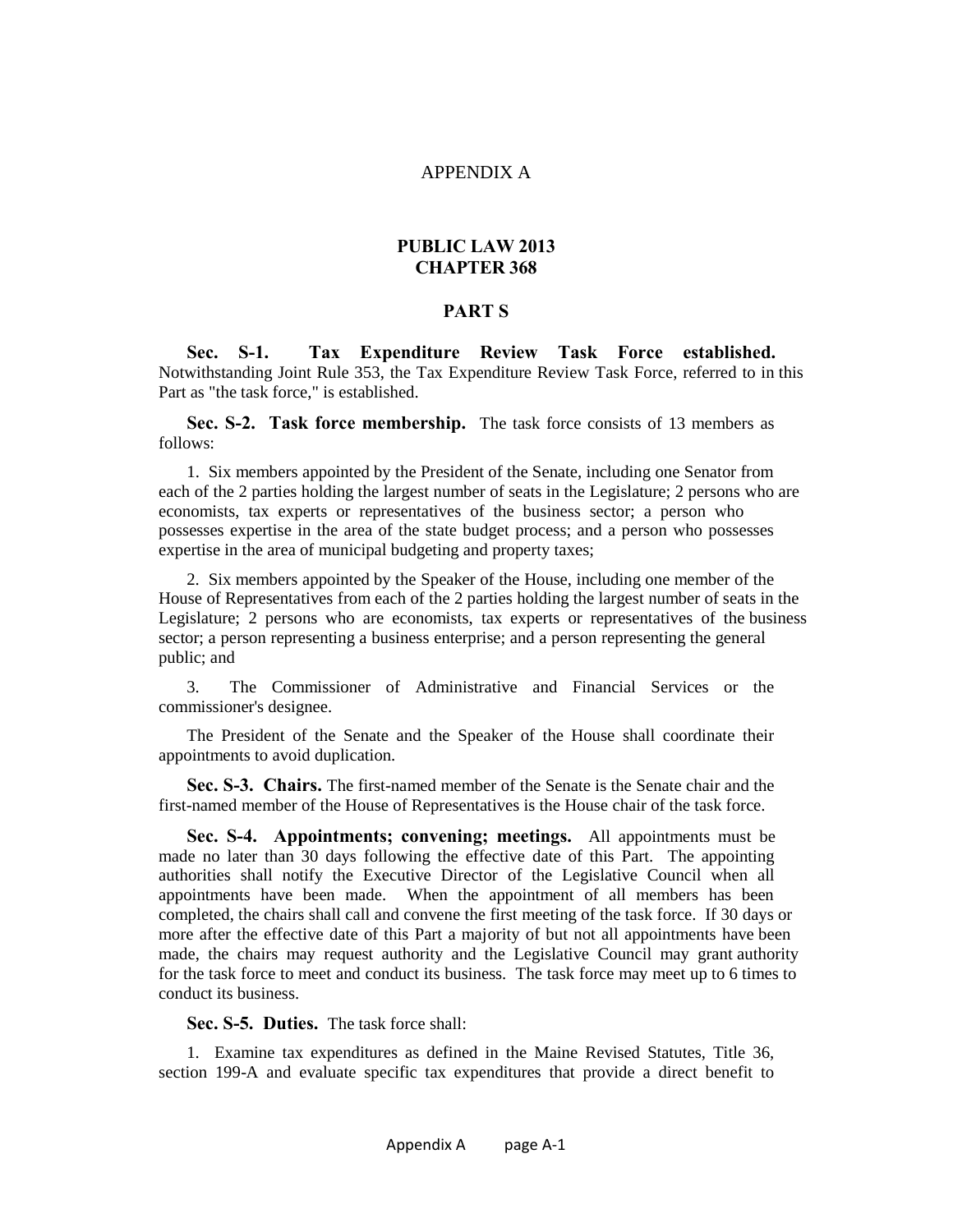# APPENDIX A

## PUBLIC LAW 2013
## CHAPTER 368

### PART S

**Sec. S-1. Tax Expenditure Review Task Force established.** Notwithstanding Joint Rule 353, the Tax Expenditure Review Task Force, referred to in this Part as "the task force," is established.

**Sec. S-2. Task force membership.** The task force consists of 13 members as follows:

1. Six members appointed by the President of the Senate, including one Senator from each of the 2 parties holding the largest number of seats in the Legislature; 2 persons who are economists, tax experts or representatives of the business sector; a person who possesses expertise in the area of the state budget process; and a person who possesses expertise in the area of municipal budgeting and property taxes;

2. Six members appointed by the Speaker of the House, including one member of the House of Representatives from each of the 2 parties holding the largest number of seats in the Legislature; 2 persons who are economists, tax experts or representatives of the business sector; a person representing a business enterprise; and a person representing the general public; and

3. The Commissioner of Administrative and Financial Services or the commissioner's designee.

The President of the Senate and the Speaker of the House shall coordinate their appointments to avoid duplication.

**Sec. S-3. Chairs.** The first-named member of the Senate is the Senate chair and the first-named member of the House of Representatives is the House chair of the task force.

**Sec. S-4. Appointments; convening; meetings.** All appointments must be made no later than 30 days following the effective date of this Part. The appointing authorities shall notify the Executive Director of the Legislative Council when all appointments have been made. When the appointment of all members has been completed, the chairs shall call and convene the first meeting of the task force. If 30 days or more after the effective date of this Part a majority of but not all appointments have been made, the chairs may request authority and the Legislative Council may grant authority for the task force to meet and conduct its business. The task force may meet up to 6 times to conduct its business.

**Sec. S-5. Duties.** The task force shall:

1. Examine tax expenditures as defined in the Maine Revised Statutes, Title 36, section 199-A and evaluate specific tax expenditures that provide a direct benefit to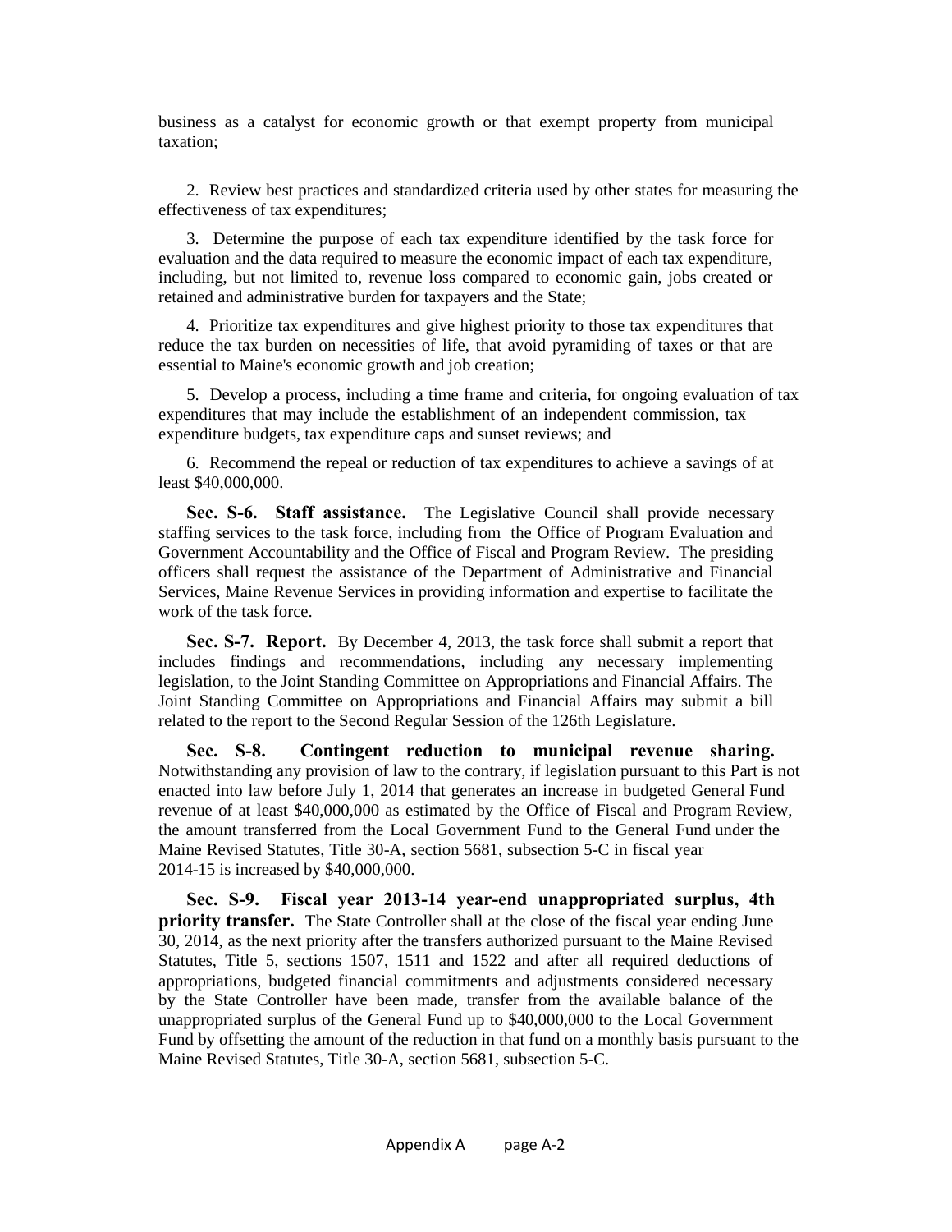business as a catalyst for economic growth or that exempt property from municipal taxation;

2. Review best practices and standardized criteria used by other states for measuring the effectiveness of tax expenditures;

3. Determine the purpose of each tax expenditure identified by the task force for evaluation and the data required to measure the economic impact of each tax expenditure, including, but not limited to, revenue loss compared to economic gain, jobs created or retained and administrative burden for taxpayers and the State;

4. Prioritize tax expenditures and give highest priority to those tax expenditures that reduce the tax burden on necessities of life, that avoid pyramiding of taxes or that are essential to Maine's economic growth and job creation;

5. Develop a process, including a time frame and criteria, for ongoing evaluation of tax expenditures that may include the establishment of an independent commission, tax expenditure budgets, tax expenditure caps and sunset reviews; and

6. Recommend the repeal or reduction of tax expenditures to achieve a savings of at least $40,000,000.

**Sec. S-6. Staff assistance.** The Legislative Council shall provide necessary staffing services to the task force, including from the Office of Program Evaluation and Government Accountability and the Office of Fiscal and Program Review. The presiding officers shall request the assistance of the Department of Administrative and Financial Services, Maine Revenue Services in providing information and expertise to facilitate the work of the task force.

**Sec. S-7. Report.** By December 4, 2013, the task force shall submit a report that includes findings and recommendations, including any necessary implementing legislation, to the Joint Standing Committee on Appropriations and Financial Affairs. The Joint Standing Committee on Appropriations and Financial Affairs may submit a bill related to the report to the Second Regular Session of the 126th Legislature.

**Sec. S-8. Contingent reduction to municipal revenue sharing.** Notwithstanding any provision of law to the contrary, if legislation pursuant to this Part is not enacted into law before July 1, 2014 that generates an increase in budgeted General Fund revenue of at least $40,000,000 as estimated by the Office of Fiscal and Program Review, the amount transferred from the Local Government Fund to the General Fund under the Maine Revised Statutes, Title 30-A, section 5681, subsection 5-C in fiscal year 2014-15 is increased by $40,000,000.

**Sec. S-9. Fiscal year 2013-14 year-end unappropriated surplus, 4th priority transfer.** The State Controller shall at the close of the fiscal year ending June 30, 2014, as the next priority after the transfers authorized pursuant to the Maine Revised Statutes, Title 5, sections 1507, 1511 and 1522 and after all required deductions of appropriations, budgeted financial commitments and adjustments considered necessary by the State Controller have been made, transfer from the available balance of the unappropriated surplus of the General Fund up to $40,000,000 to the Local Government Fund by offsetting the amount of the reduction in that fund on a monthly basis pursuant to the Maine Revised Statutes, Title 30-A, section 5681, subsection 5-C.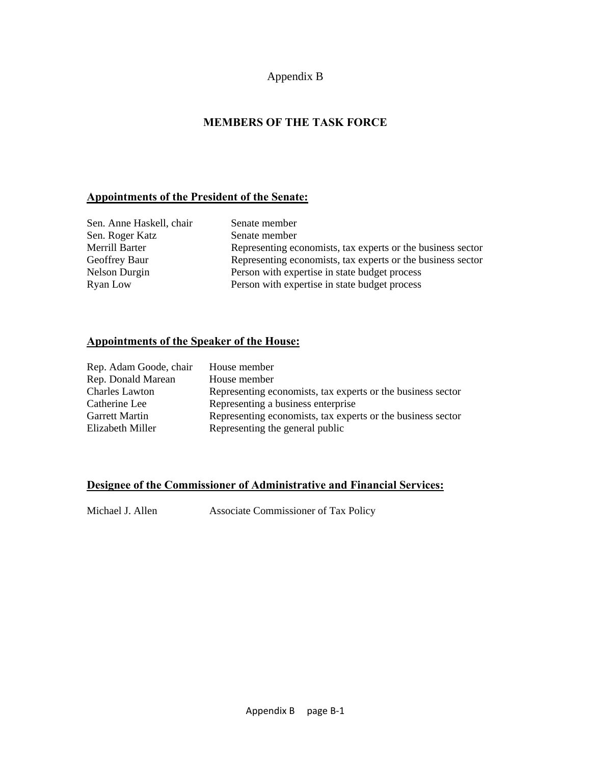Appendix B

## MEMBERS OF THE TASK FORCE

### Appointments of the President of the Senate:

| | |
|---|---|
| Sen. Anne Haskell, chair | Senate member |
| Sen. Roger Katz | Senate member |
| Merrill Barter | Representing economists, tax experts or the business sector |
| Geoffrey Baur | Representing economists, tax experts or the business sector |
| Nelson Durgin | Person with expertise in state budget process |
| Ryan Low | Person with expertise in state budget process |

### Appointments of the Speaker of the House:

| | |
|---|---|
| Rep. Adam Goode, chair | House member |
| Rep. Donald Marean | House member |
| Charles Lawton | Representing economists, tax experts or the business sector |
| Catherine Lee | Representing a business enterprise |
| Garrett Martin | Representing economists, tax experts or the business sector |
| Elizabeth Miller | Representing the general public |

### Designee of the Commissioner of Administrative and Financial Services:

| | |
|---|---|
| Michael J. Allen | Associate Commissioner of Tax Policy |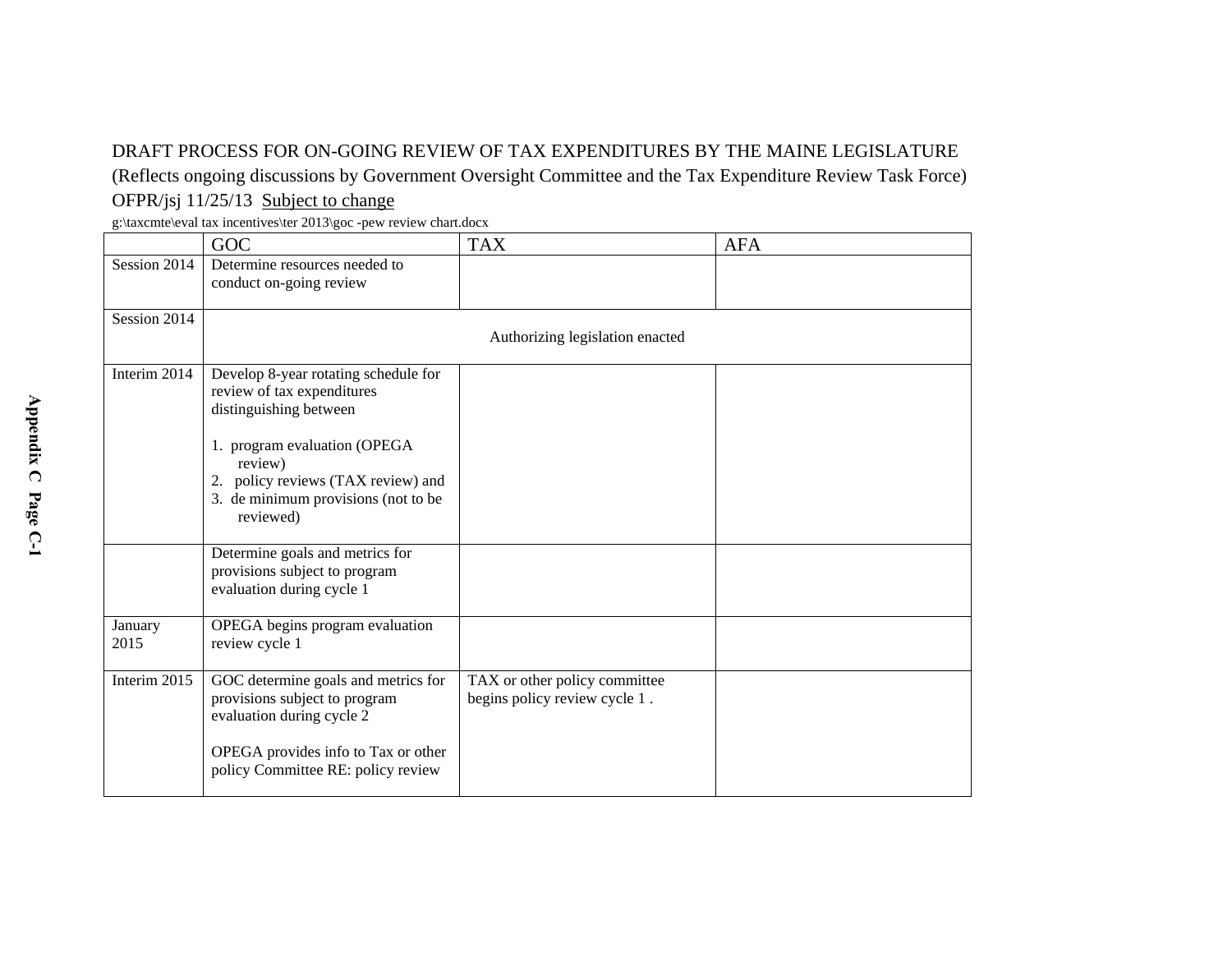DRAFT PROCESS FOR ON-GOING REVIEW OF TAX EXPENDITURES BY THE MAINE LEGISLATURE

(Reflects ongoing discussions by Government Oversight Committee and the Tax Expenditure Review Task Force)

OFPR/jsj 11/25/13 Subject to change

g:\taxcmte\eval tax incentives\ter 2013\goc -pew review chart.docx

| | GOC | TAX | AFA |
|---|---|---|---|
| Session 2014 | Determine resources needed to conduct on-going review | | |
| Session 2014 | Authorizing legislation enacted | | |
| Interim 2014 | Develop 8-year rotating schedule for review of tax expenditures distinguishing between<br><br>1. program evaluation (OPEGA review)<br>2. policy reviews (TAX review) and<br>3. de minimum provisions (not to be reviewed) | | |
| | Determine goals and metrics for provisions subject to program evaluation during cycle 1 | | |
| January 2015 | OPEGA begins program evaluation review cycle 1 | | |
| Interim 2015 | GOC determine goals and metrics for provisions subject to program evaluation during cycle 2<br><br>OPEGA provides info to Tax or other policy Committee RE: policy review | TAX or other policy committee begins policy review cycle 1 . | |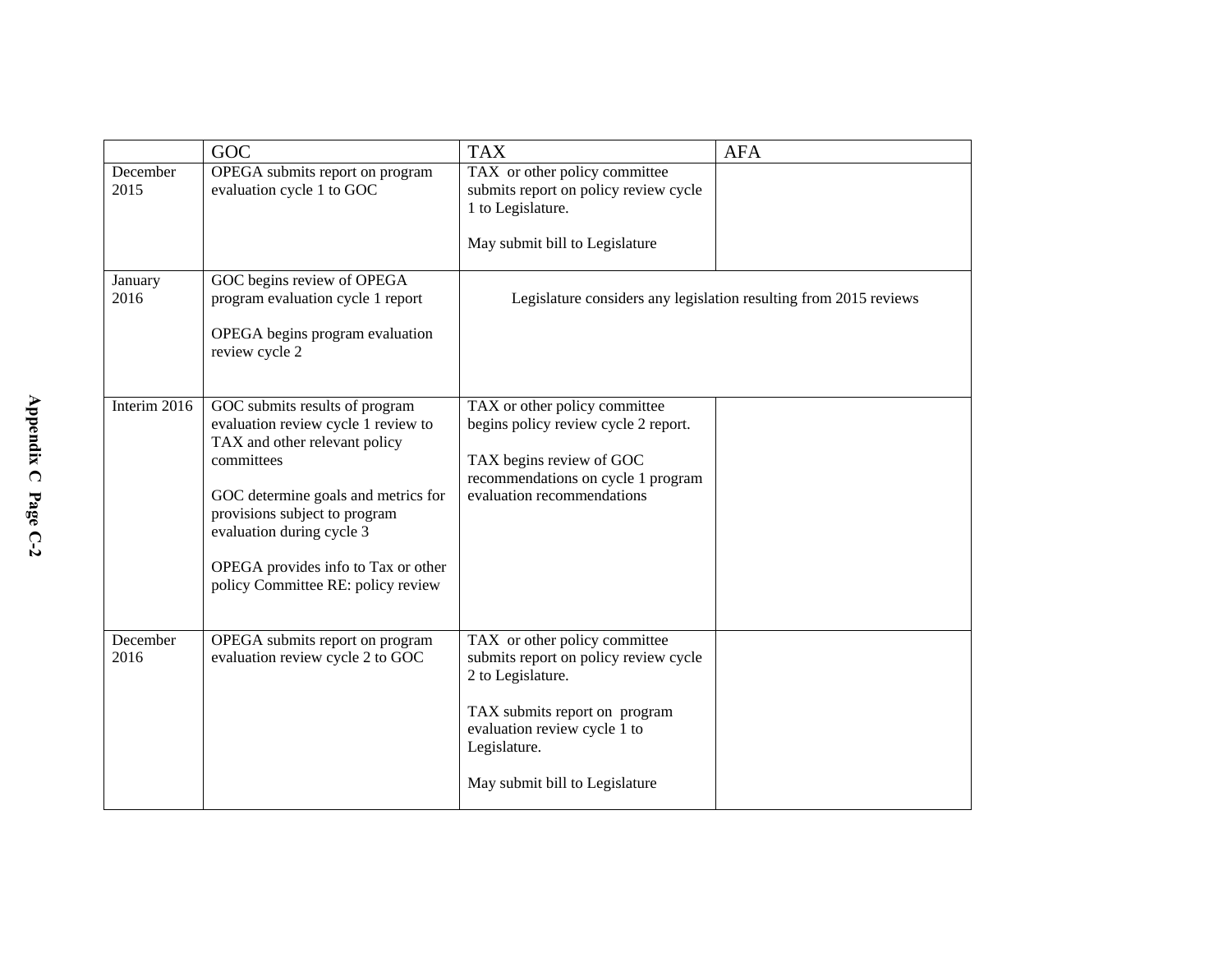| | GOC | TAX | AFA |
|---|---|---|---|
| December 2015 | OPEGA submits report on program evaluation cycle 1 to GOC | TAX or other policy committee submits report on policy review cycle 1 to Legislature.<br><br>May submit bill to Legislature | |
| January 2016 | GOC begins review of OPEGA program evaluation cycle 1 report<br><br>OPEGA begins program evaluation review cycle 2 | Legislature considers any legislation resulting from 2015 reviews | |
| Interim 2016 | GOC submits results of program evaluation review cycle 1 review to TAX and other relevant policy committees<br><br>GOC determine goals and metrics for provisions subject to program evaluation during cycle 3<br><br>OPEGA provides info to Tax or other policy Committee RE: policy review | TAX or other policy committee begins policy review cycle 2 report.<br><br>TAX begins review of GOC recommendations on cycle 1 program evaluation recommendations | |
| December 2016 | OPEGA submits report on program evaluation review cycle 2 to GOC | TAX or other policy committee submits report on policy review cycle 2 to Legislature.<br><br>TAX submits report on program evaluation review cycle 1 to Legislature.<br><br>May submit bill to Legislature | |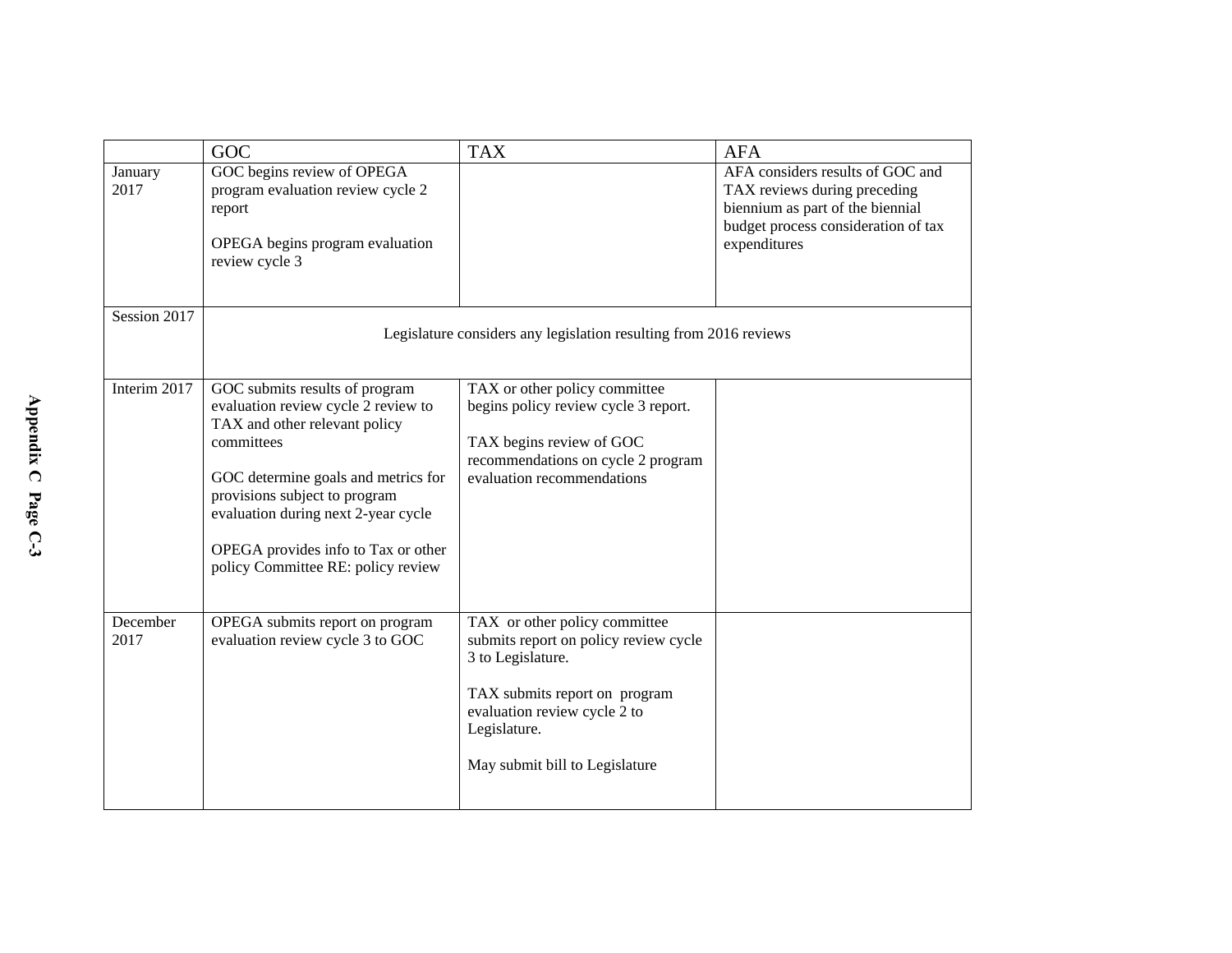| | GOC | TAX | AFA |
|---|---|---|---|
| January 2017 | GOC begins review of OPEGA program evaluation review cycle 2 report<br><br>OPEGA begins program evaluation review cycle 3 | | AFA considers results of GOC and TAX reviews during preceding biennium as part of the biennial budget process consideration of tax expenditures |
| Session 2017 | Legislature considers any legislation resulting from 2016 reviews | | |
| Interim 2017 | GOC submits results of program evaluation review cycle 2 review to TAX and other relevant policy committees<br><br>GOC determine goals and metrics for provisions subject to program evaluation during next 2-year cycle<br><br>OPEGA provides info to Tax or other policy Committee RE: policy review | TAX or other policy committee begins policy review cycle 3 report.<br><br>TAX begins review of GOC recommendations on cycle 2 program evaluation recommendations | |
| December 2017 | OPEGA submits report on program evaluation review cycle 3 to GOC | TAX or other policy committee submits report on policy review cycle 3 to Legislature.<br><br>TAX submits report on program evaluation review cycle 2 to Legislature.<br><br>May submit bill to Legislature | |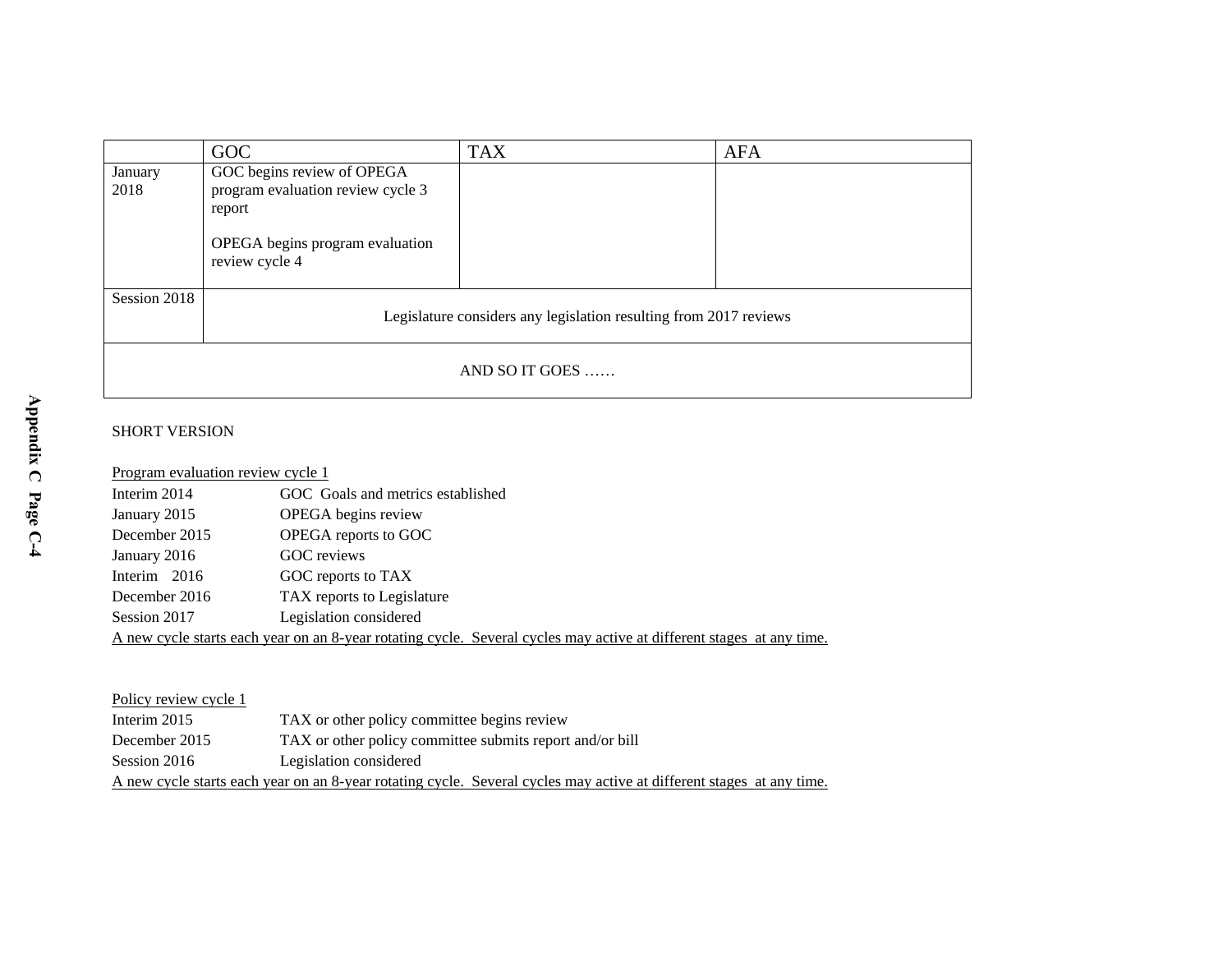| | GOC | TAX | AFA |
|---|---|---|---|
| January 2018 | GOC begins review of OPEGA program evaluation review cycle 3 report<br><br>OPEGA begins program evaluation review cycle 4 | | |
| Session 2018 | Legislature considers any legislation resulting from 2017 reviews | | |
| AND SO IT GOES …… | | | |

SHORT VERSION

<u>Program evaluation review cycle 1</u>

| | |
|---|---|
| Interim 2014 | GOC Goals and metrics established |
| January 2015 | OPEGA begins review |
| December 2015 | OPEGA reports to GOC |
| January 2016 | GOC reviews |
| Interim 2016 | GOC reports to TAX |
| December 2016 | TAX reports to Legislature |
| Session 2017 | Legislation considered |

<u>A new cycle starts each year on an 8-year rotating cycle. Several cycles may active at different stages at any time.</u>

<u>Policy review cycle 1</u>

| | |
|---|---|
| Interim 2015 | TAX or other policy committee begins review |
| December 2015 | TAX or other policy committee submits report and/or bill |
| Session 2016 | Legislation considered |

<u>A new cycle starts each year on an 8-year rotating cycle. Several cycles may active at different stages at any time.</u>